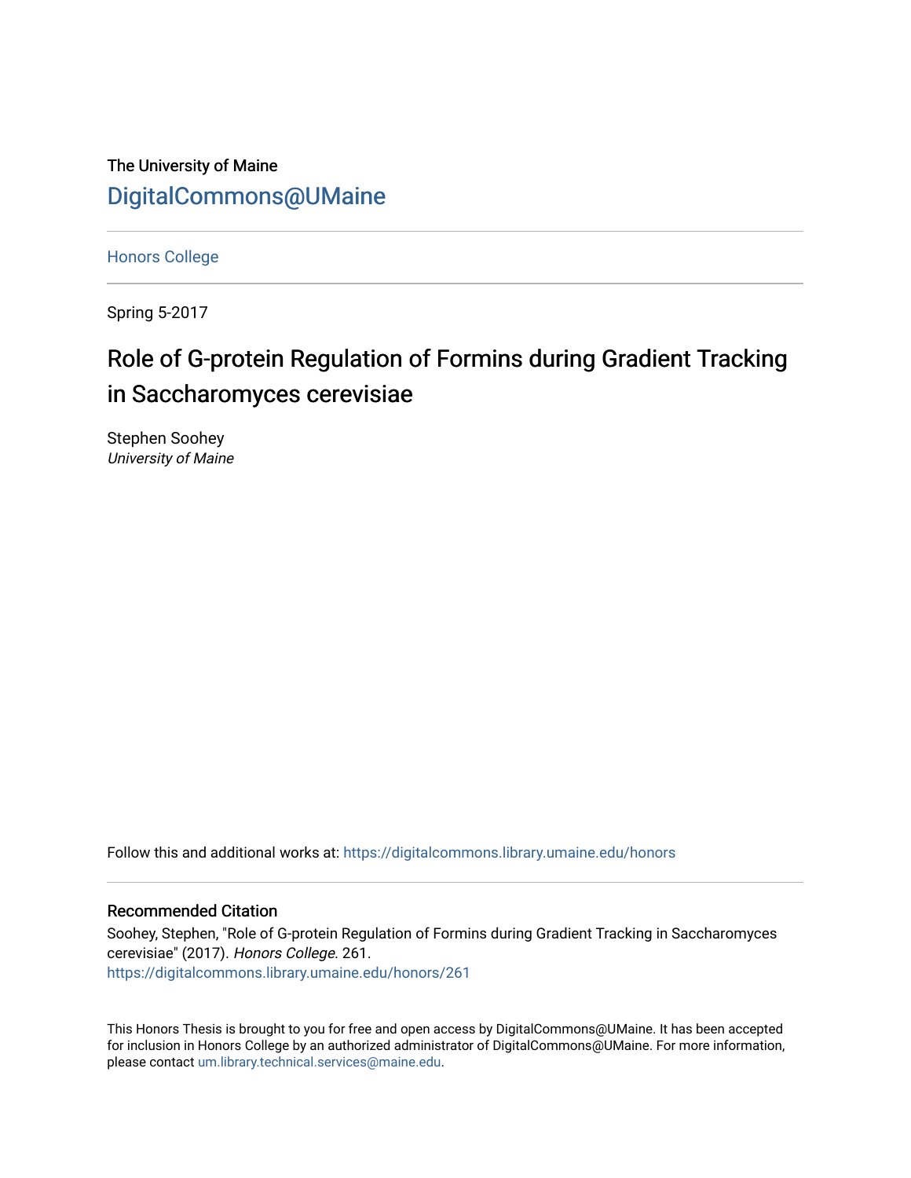The University of Maine

DigitalCommons@UMaine

Honors College

Spring 5-2017

# Role of G-protein Regulation of Formins during Gradient Tracking in Saccharomyces cerevisiae

Stephen Soohey
*University of Maine*

Follow this and additional works at: https://digitalcommons.library.umaine.edu/honors

## Recommended Citation

Soohey, Stephen, "Role of G-protein Regulation of Formins during Gradient Tracking in Saccharomyces cerevisiae" (2017). *Honors College*. 261.
https://digitalcommons.library.umaine.edu/honors/261

This Honors Thesis is brought to you for free and open access by DigitalCommons@UMaine. It has been accepted for inclusion in Honors College by an authorized administrator of DigitalCommons@UMaine. For more information, please contact um.library.technical.services@maine.edu.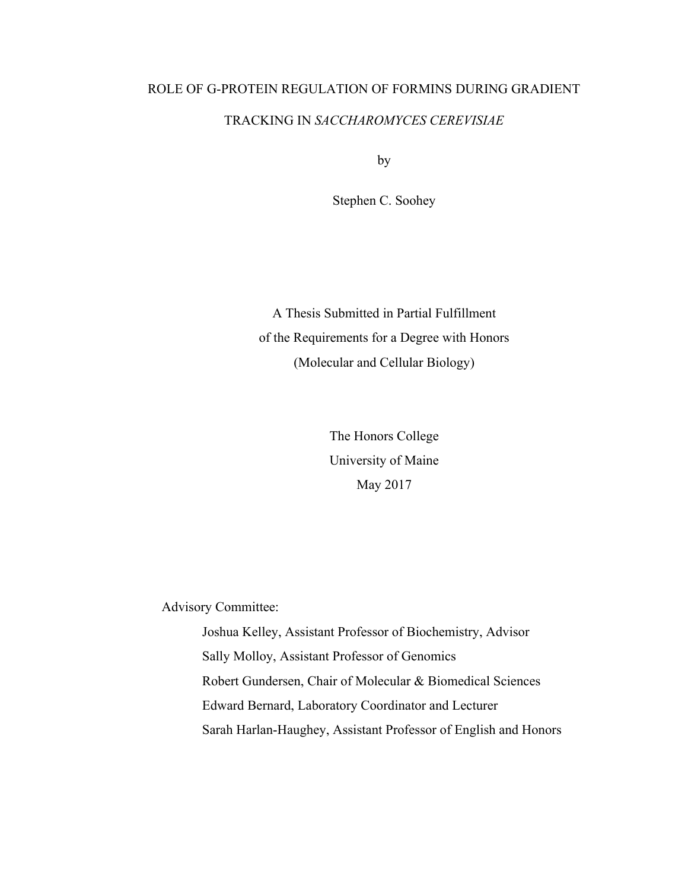# ROLE OF G-PROTEIN REGULATION OF FORMINS DURING GRADIENT TRACKING IN *SACCHAROMYCES CEREVISIAE*

by

Stephen C. Soohey

A Thesis Submitted in Partial Fulfillment
of the Requirements for a Degree with Honors
(Molecular and Cellular Biology)

The Honors College
University of Maine
May 2017

Advisory Committee:

Joshua Kelley, Assistant Professor of Biochemistry, Advisor
Sally Molloy, Assistant Professor of Genomics
Robert Gundersen, Chair of Molecular & Biomedical Sciences
Edward Bernard, Laboratory Coordinator and Lecturer
Sarah Harlan-Haughey, Assistant Professor of English and Honors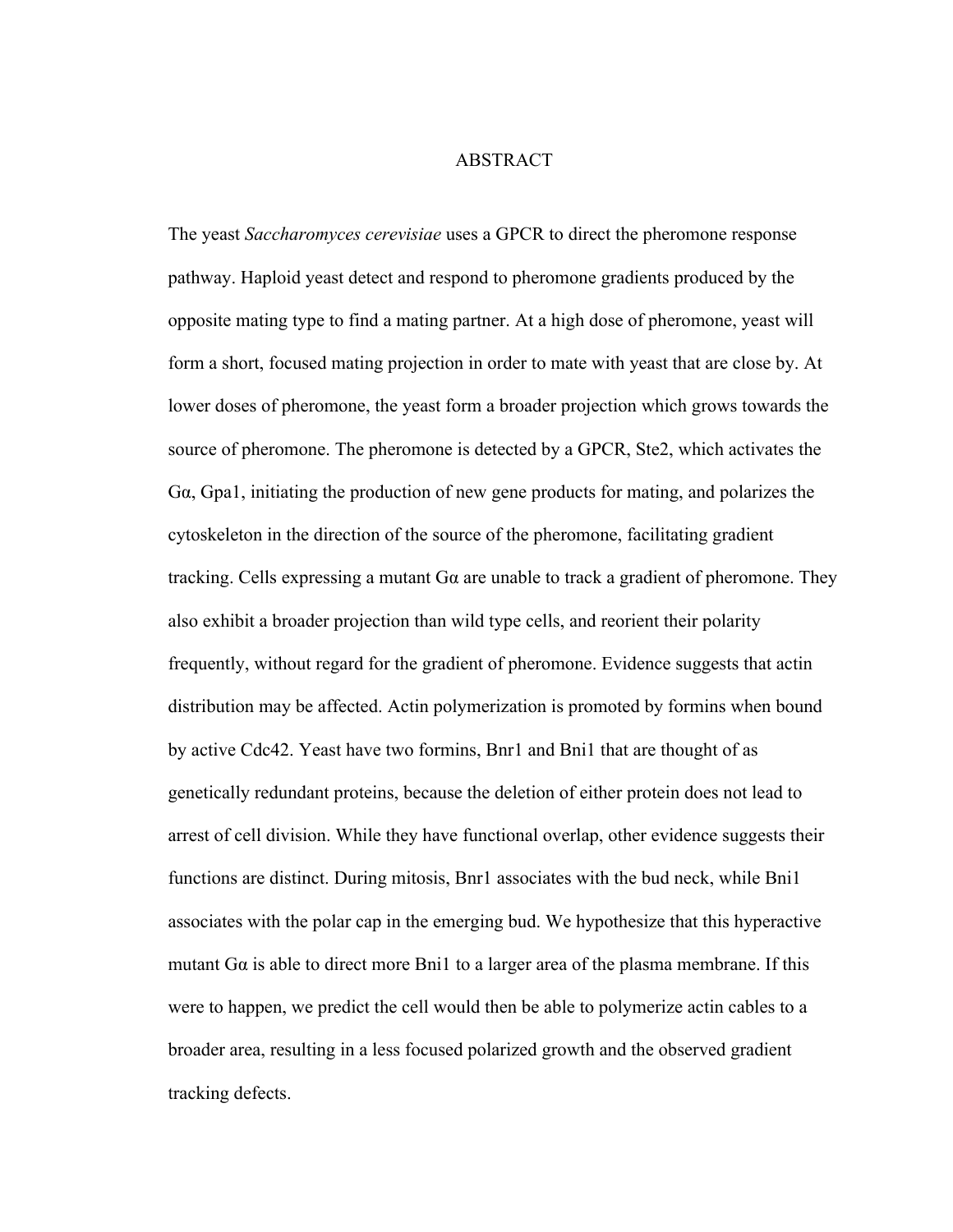# ABSTRACT

The yeast *Saccharomyces cerevisiae* uses a GPCR to direct the pheromone response pathway. Haploid yeast detect and respond to pheromone gradients produced by the opposite mating type to find a mating partner. At a high dose of pheromone, yeast will form a short, focused mating projection in order to mate with yeast that are close by. At lower doses of pheromone, the yeast form a broader projection which grows towards the source of pheromone. The pheromone is detected by a GPCR, Ste2, which activates the Gα, Gpa1, initiating the production of new gene products for mating, and polarizes the cytoskeleton in the direction of the source of the pheromone, facilitating gradient tracking. Cells expressing a mutant Gα are unable to track a gradient of pheromone. They also exhibit a broader projection than wild type cells, and reorient their polarity frequently, without regard for the gradient of pheromone. Evidence suggests that actin distribution may be affected. Actin polymerization is promoted by formins when bound by active Cdc42. Yeast have two formins, Bnr1 and Bni1 that are thought of as genetically redundant proteins, because the deletion of either protein does not lead to arrest of cell division. While they have functional overlap, other evidence suggests their functions are distinct. During mitosis, Bnr1 associates with the bud neck, while Bni1 associates with the polar cap in the emerging bud. We hypothesize that this hyperactive mutant Gα is able to direct more Bni1 to a larger area of the plasma membrane. If this were to happen, we predict the cell would then be able to polymerize actin cables to a broader area, resulting in a less focused polarized growth and the observed gradient tracking defects.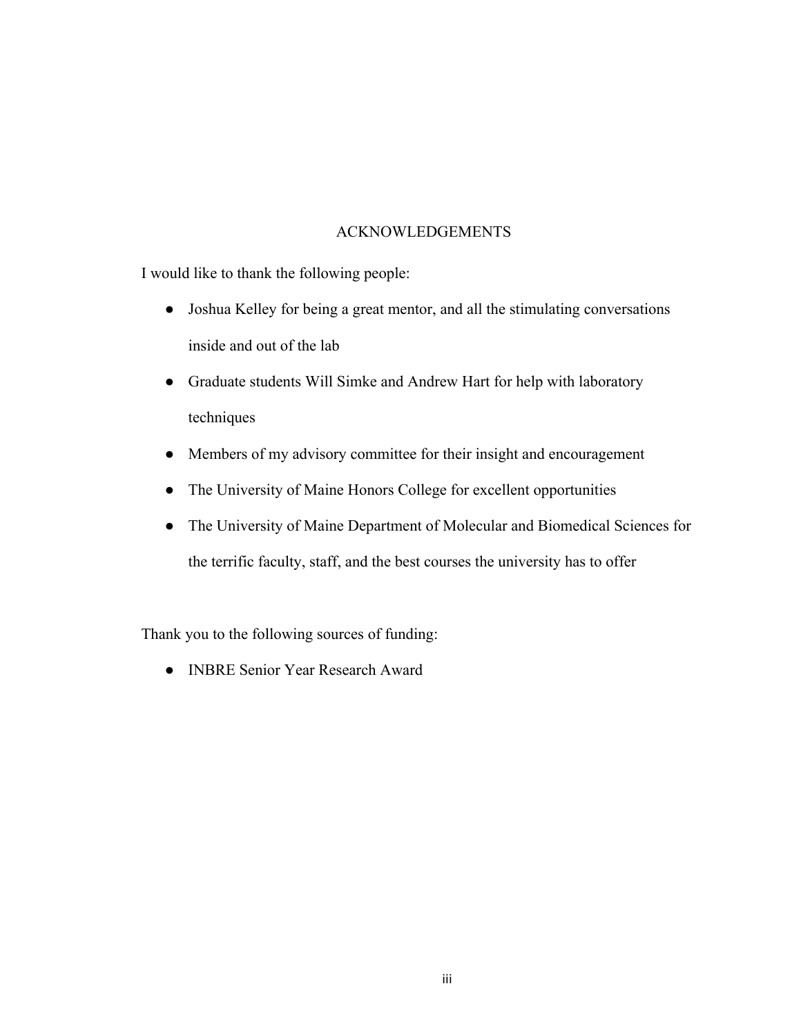# ACKNOWLEDGEMENTS

I would like to thank the following people:

- Joshua Kelley for being a great mentor, and all the stimulating conversations inside and out of the lab
- Graduate students Will Simke and Andrew Hart for help with laboratory techniques
- Members of my advisory committee for their insight and encouragement
- The University of Maine Honors College for excellent opportunities
- The University of Maine Department of Molecular and Biomedical Sciences for the terrific faculty, staff, and the best courses the university has to offer

Thank you to the following sources of funding:

- INBRE Senior Year Research Award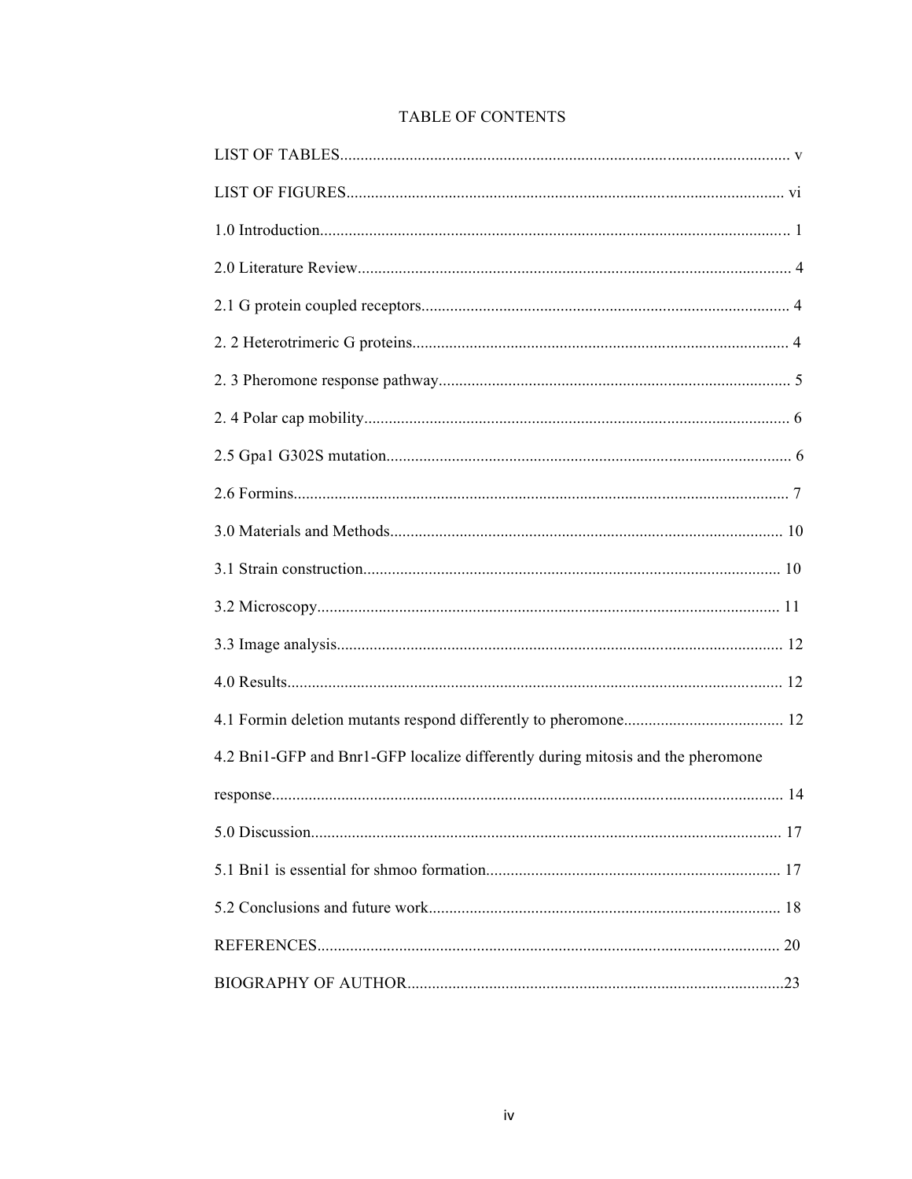# TABLE OF CONTENTS

LIST OF TABLES............................................................................................................. v

LIST OF FIGURES.......................................................................................................... vi

1.0 Introduction................................................................................................................. 1

2.0 Literature Review......................................................................................................... 4

2.1 G protein coupled receptors......................................................................................... 4

2. 2 Heterotrimeric G proteins........................................................................................... 4

2. 3 Pheromone response pathway..................................................................................... 5

2. 4 Polar cap mobility....................................................................................................... 6

2.5 Gpa1 G302S mutation.................................................................................................. 6

2.6 Formins........................................................................................................................ 7

3.0 Materials and Methods............................................................................................... 10

3.1 Strain construction..................................................................................................... 10

3.2 Microscopy................................................................................................................ 11

3.3 Image analysis............................................................................................................ 12

4.0 Results........................................................................................................................ 12

4.1 Formin deletion mutants respond differently to pheromone....................................... 12

4.2 Bni1-GFP and Bnr1-GFP localize differently during mitosis and the pheromone response............................................................................................................................ 14

5.0 Discussion.................................................................................................................. 17

5.1 Bni1 is essential for shmoo formation....................................................................... 17

5.2 Conclusions and future work..................................................................................... 18

REFERENCES................................................................................................................ 20

BIOGRAPHY OF AUTHOR...........................................................................................23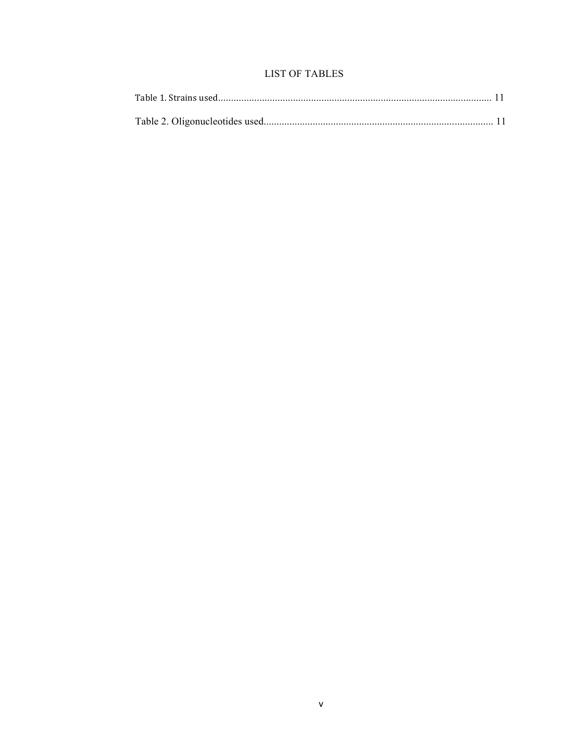# LIST OF TABLES

Table 1. Strains used.......................................................................................................... 11

Table 2. Oligonucleotides used........................................................................................ 11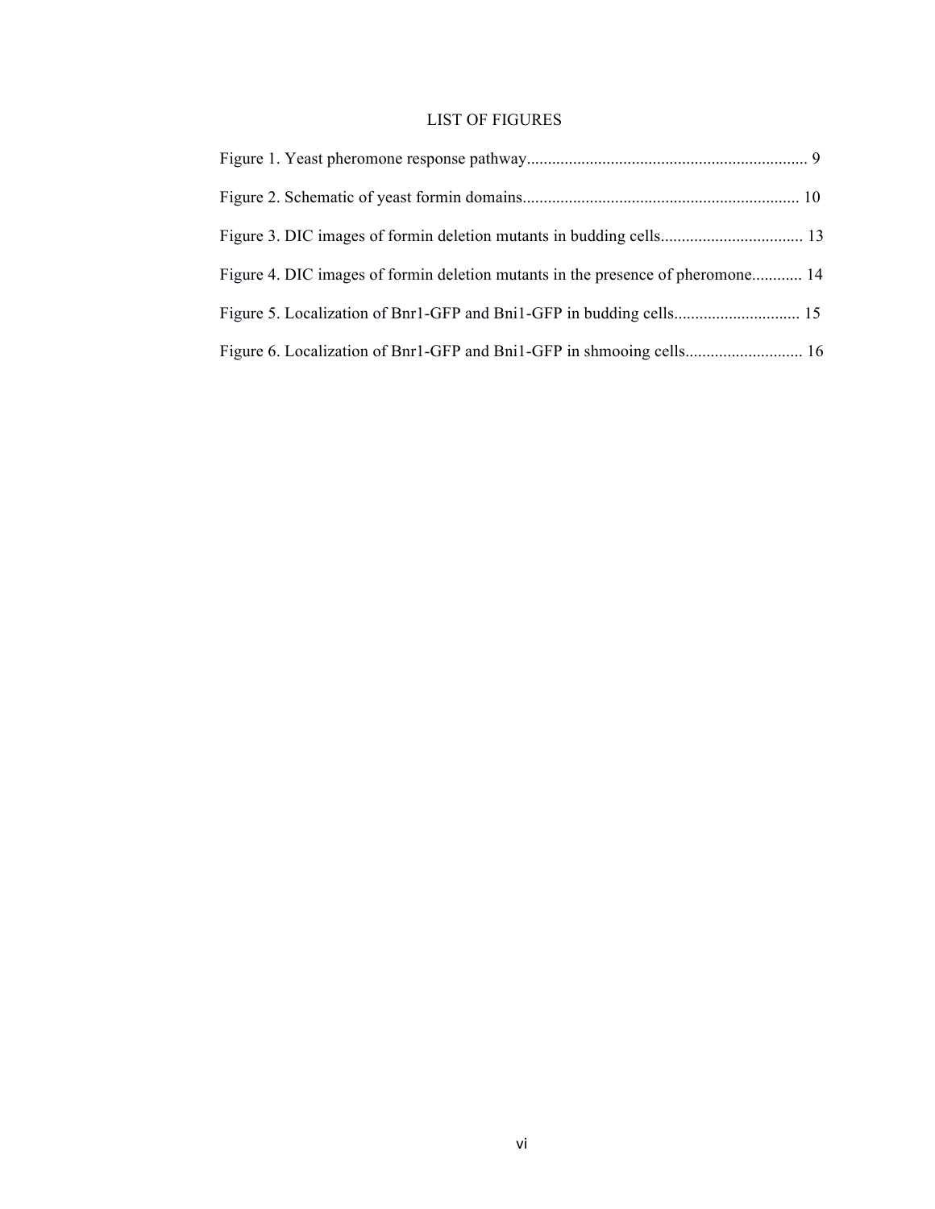# LIST OF FIGURES

Figure 1. Yeast pheromone response pathway.................................................................. 9

Figure 2. Schematic of yeast formin domains................................................................. 10

Figure 3. DIC images of formin deletion mutants in budding cells.................................. 13

Figure 4. DIC images of formin deletion mutants in the presence of pheromone............ 14

Figure 5. Localization of Bnr1-GFP and Bni1-GFP in budding cells.............................. 15

Figure 6. Localization of Bnr1-GFP and Bni1-GFP in shmooing cells............................ 16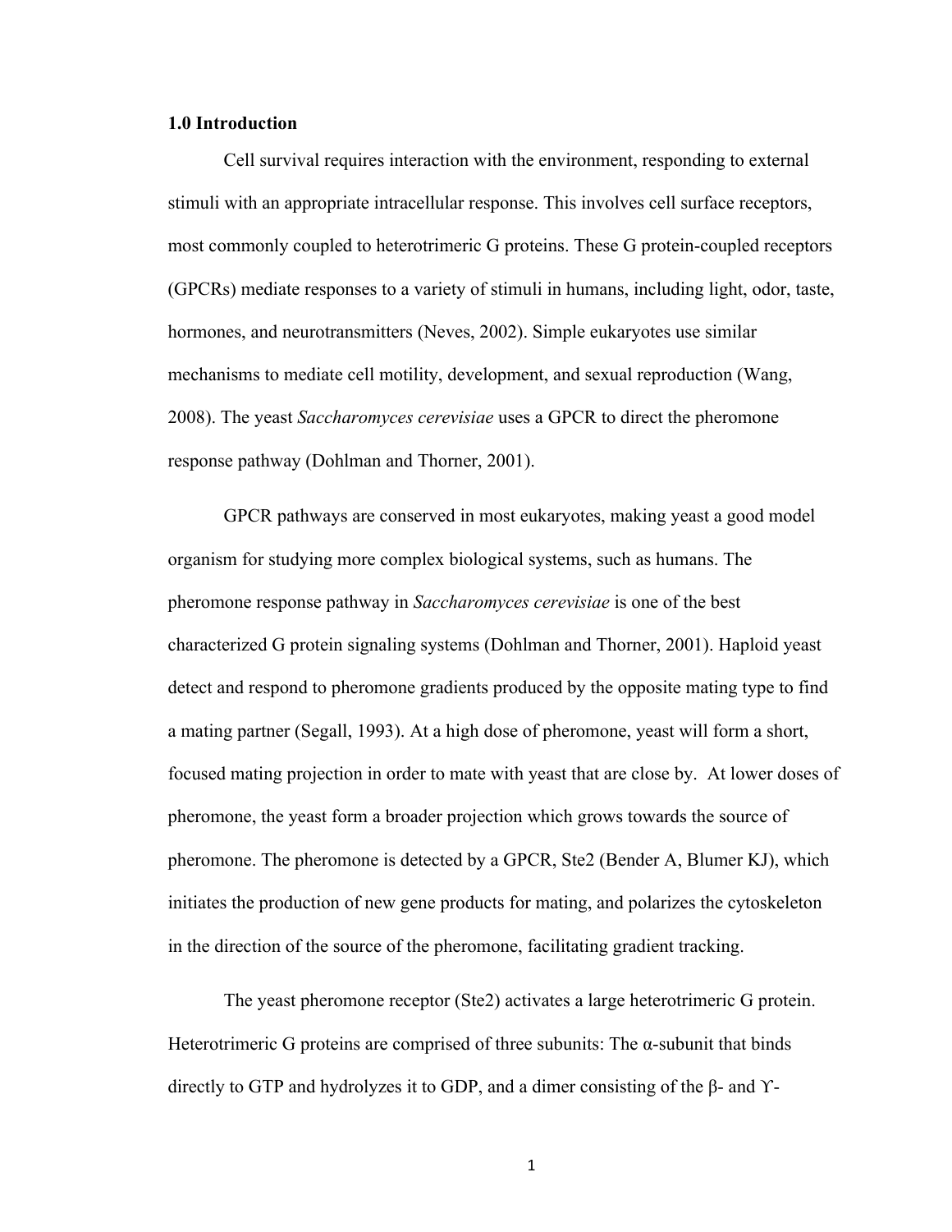## 1.0 Introduction

Cell survival requires interaction with the environment, responding to external stimuli with an appropriate intracellular response. This involves cell surface receptors, most commonly coupled to heterotrimeric G proteins. These G protein-coupled receptors (GPCRs) mediate responses to a variety of stimuli in humans, including light, odor, taste, hormones, and neurotransmitters (Neves, 2002). Simple eukaryotes use similar mechanisms to mediate cell motility, development, and sexual reproduction (Wang, 2008). The yeast *Saccharomyces cerevisiae* uses a GPCR to direct the pheromone response pathway (Dohlman and Thorner, 2001).

GPCR pathways are conserved in most eukaryotes, making yeast a good model organism for studying more complex biological systems, such as humans. The pheromone response pathway in *Saccharomyces cerevisiae* is one of the best characterized G protein signaling systems (Dohlman and Thorner, 2001). Haploid yeast detect and respond to pheromone gradients produced by the opposite mating type to find a mating partner (Segall, 1993). At a high dose of pheromone, yeast will form a short, focused mating projection in order to mate with yeast that are close by. At lower doses of pheromone, the yeast form a broader projection which grows towards the source of pheromone. The pheromone is detected by a GPCR, Ste2 (Bender A, Blumer KJ), which initiates the production of new gene products for mating, and polarizes the cytoskeleton in the direction of the source of the pheromone, facilitating gradient tracking.

The yeast pheromone receptor (Ste2) activates a large heterotrimeric G protein. Heterotrimeric G proteins are comprised of three subunits: The α-subunit that binds directly to GTP and hydrolyzes it to GDP, and a dimer consisting of the β- and ϒ-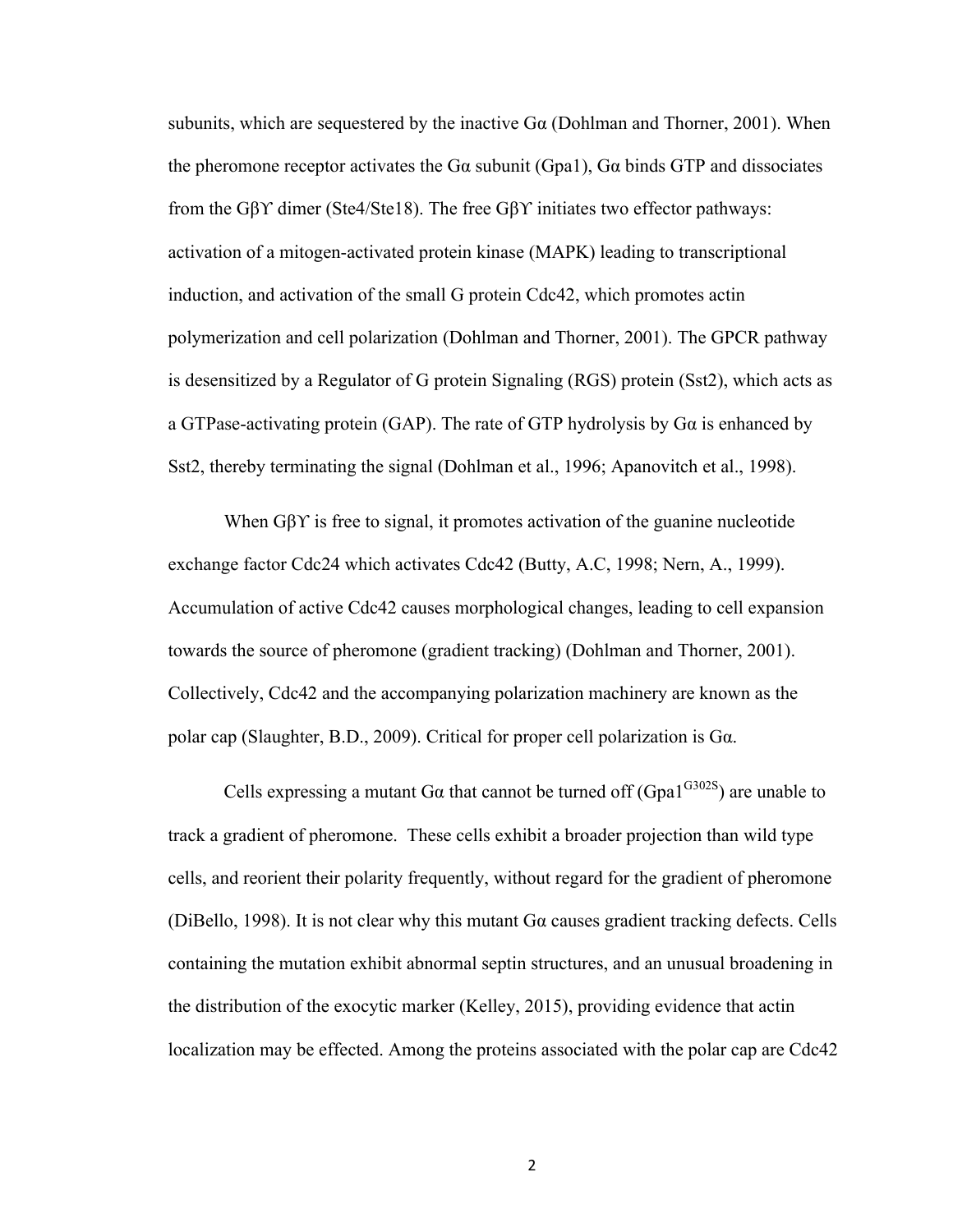subunits, which are sequestered by the inactive Gα (Dohlman and Thorner, 2001). When the pheromone receptor activates the Gα subunit (Gpa1), Gα binds GTP and dissociates from the Gβϒ dimer (Ste4/Ste18). The free Gβϒ initiates two effector pathways: activation of a mitogen-activated protein kinase (MAPK) leading to transcriptional induction, and activation of the small G protein Cdc42, which promotes actin polymerization and cell polarization (Dohlman and Thorner, 2001). The GPCR pathway is desensitized by a Regulator of G protein Signaling (RGS) protein (Sst2), which acts as a GTPase-activating protein (GAP). The rate of GTP hydrolysis by Gα is enhanced by Sst2, thereby terminating the signal (Dohlman et al., 1996; Apanovitch et al., 1998).

When Gβϒ is free to signal, it promotes activation of the guanine nucleotide exchange factor Cdc24 which activates Cdc42 (Butty, A.C, 1998; Nern, A., 1999). Accumulation of active Cdc42 causes morphological changes, leading to cell expansion towards the source of pheromone (gradient tracking) (Dohlman and Thorner, 2001). Collectively, Cdc42 and the accompanying polarization machinery are known as the polar cap (Slaughter, B.D., 2009). Critical for proper cell polarization is Gα.

Cells expressing a mutant Gα that cannot be turned off ($Gpa1^{G302S}$) are unable to track a gradient of pheromone. These cells exhibit a broader projection than wild type cells, and reorient their polarity frequently, without regard for the gradient of pheromone (DiBello, 1998). It is not clear why this mutant Gα causes gradient tracking defects. Cells containing the mutation exhibit abnormal septin structures, and an unusual broadening in the distribution of the exocytic marker (Kelley, 2015), providing evidence that actin localization may be effected. Among the proteins associated with the polar cap are Cdc42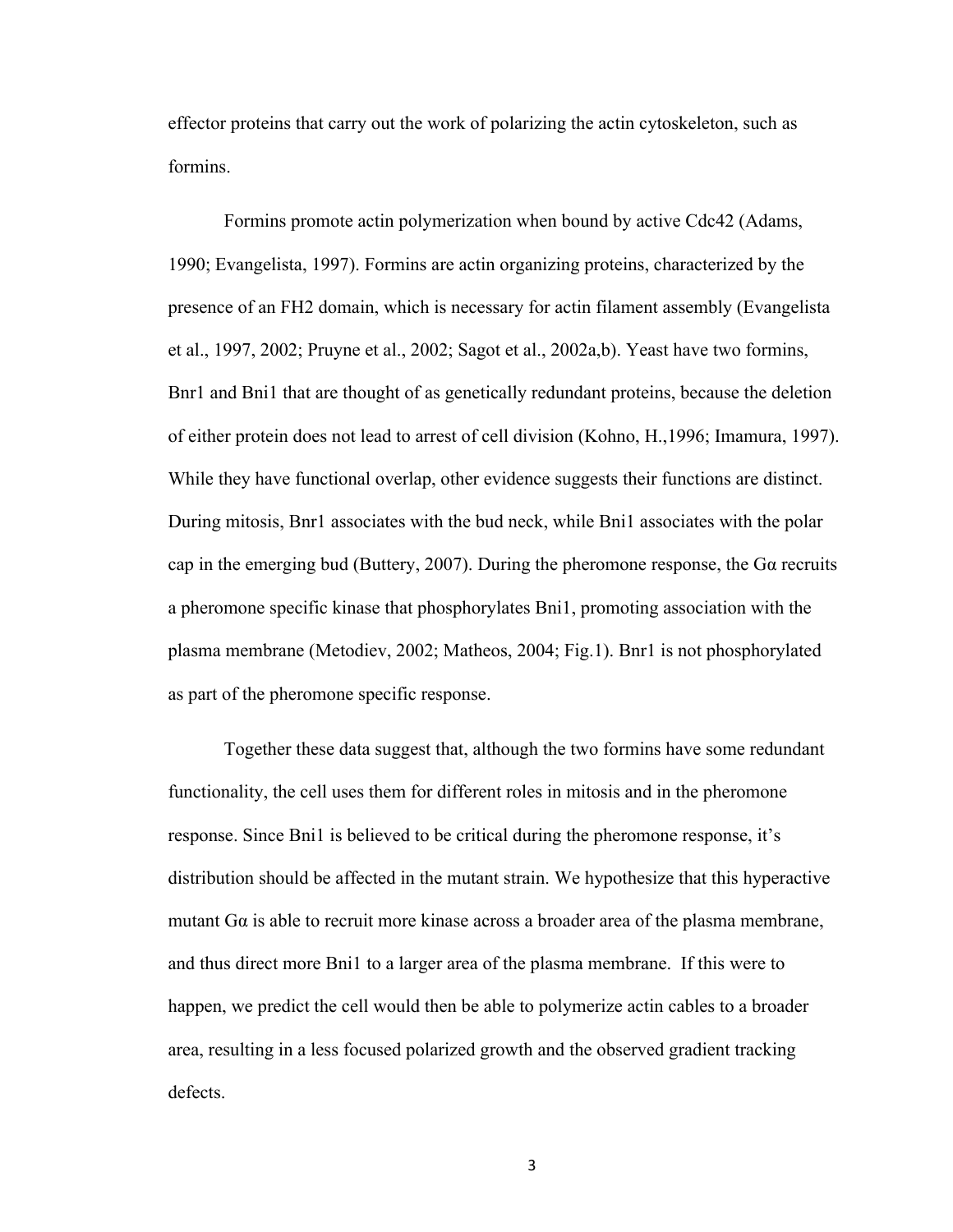effector proteins that carry out the work of polarizing the actin cytoskeleton, such as formins.

Formins promote actin polymerization when bound by active Cdc42 (Adams, 1990; Evangelista, 1997). Formins are actin organizing proteins, characterized by the presence of an FH2 domain, which is necessary for actin filament assembly (Evangelista et al., 1997, 2002; Pruyne et al., 2002; Sagot et al., 2002a,b). Yeast have two formins, Bnr1 and Bni1 that are thought of as genetically redundant proteins, because the deletion of either protein does not lead to arrest of cell division (Kohno, H.,1996; Imamura, 1997). While they have functional overlap, other evidence suggests their functions are distinct. During mitosis, Bnr1 associates with the bud neck, while Bni1 associates with the polar cap in the emerging bud (Buttery, 2007). During the pheromone response, the Gα recruits a pheromone specific kinase that phosphorylates Bni1, promoting association with the plasma membrane (Metodiev, 2002; Matheos, 2004; Fig.1). Bnr1 is not phosphorylated as part of the pheromone specific response.

Together these data suggest that, although the two formins have some redundant functionality, the cell uses them for different roles in mitosis and in the pheromone response. Since Bni1 is believed to be critical during the pheromone response, it's distribution should be affected in the mutant strain. We hypothesize that this hyperactive mutant Gα is able to recruit more kinase across a broader area of the plasma membrane, and thus direct more Bni1 to a larger area of the plasma membrane. If this were to happen, we predict the cell would then be able to polymerize actin cables to a broader area, resulting in a less focused polarized growth and the observed gradient tracking defects.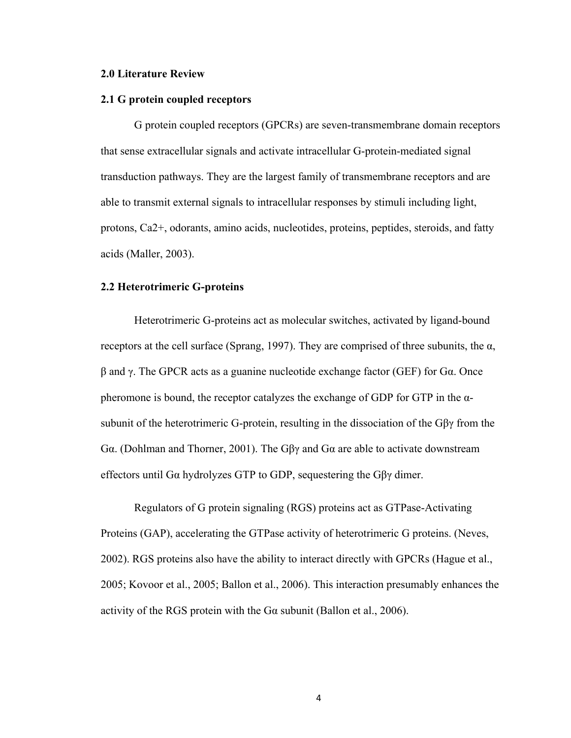## 2.0 Literature Review

### 2.1 G protein coupled receptors

G protein coupled receptors (GPCRs) are seven-transmembrane domain receptors that sense extracellular signals and activate intracellular G-protein-mediated signal transduction pathways. They are the largest family of transmembrane receptors and are able to transmit external signals to intracellular responses by stimuli including light, protons, $Ca^{2+}$, odorants, amino acids, nucleotides, proteins, peptides, steroids, and fatty acids (Maller, 2003).

### 2.2 Heterotrimeric G-proteins

Heterotrimeric G-proteins act as molecular switches, activated by ligand-bound receptors at the cell surface (Sprang, 1997). They are comprised of three subunits, the α, β and γ. The GPCR acts as a guanine nucleotide exchange factor (GEF) for Gα. Once pheromone is bound, the receptor catalyzes the exchange of GDP for GTP in the α-subunit of the heterotrimeric G-protein, resulting in the dissociation of the Gβγ from the Gα. (Dohlman and Thorner, 2001). The Gβγ and Gα are able to activate downstream effectors until Gα hydrolyzes GTP to GDP, sequestering the Gβγ dimer.

Regulators of G protein signaling (RGS) proteins act as GTPase-Activating Proteins (GAP), accelerating the GTPase activity of heterotrimeric G proteins. (Neves, 2002). RGS proteins also have the ability to interact directly with GPCRs (Hague et al., 2005; Kovoor et al., 2005; Ballon et al., 2006). This interaction presumably enhances the activity of the RGS protein with the Gα subunit (Ballon et al., 2006).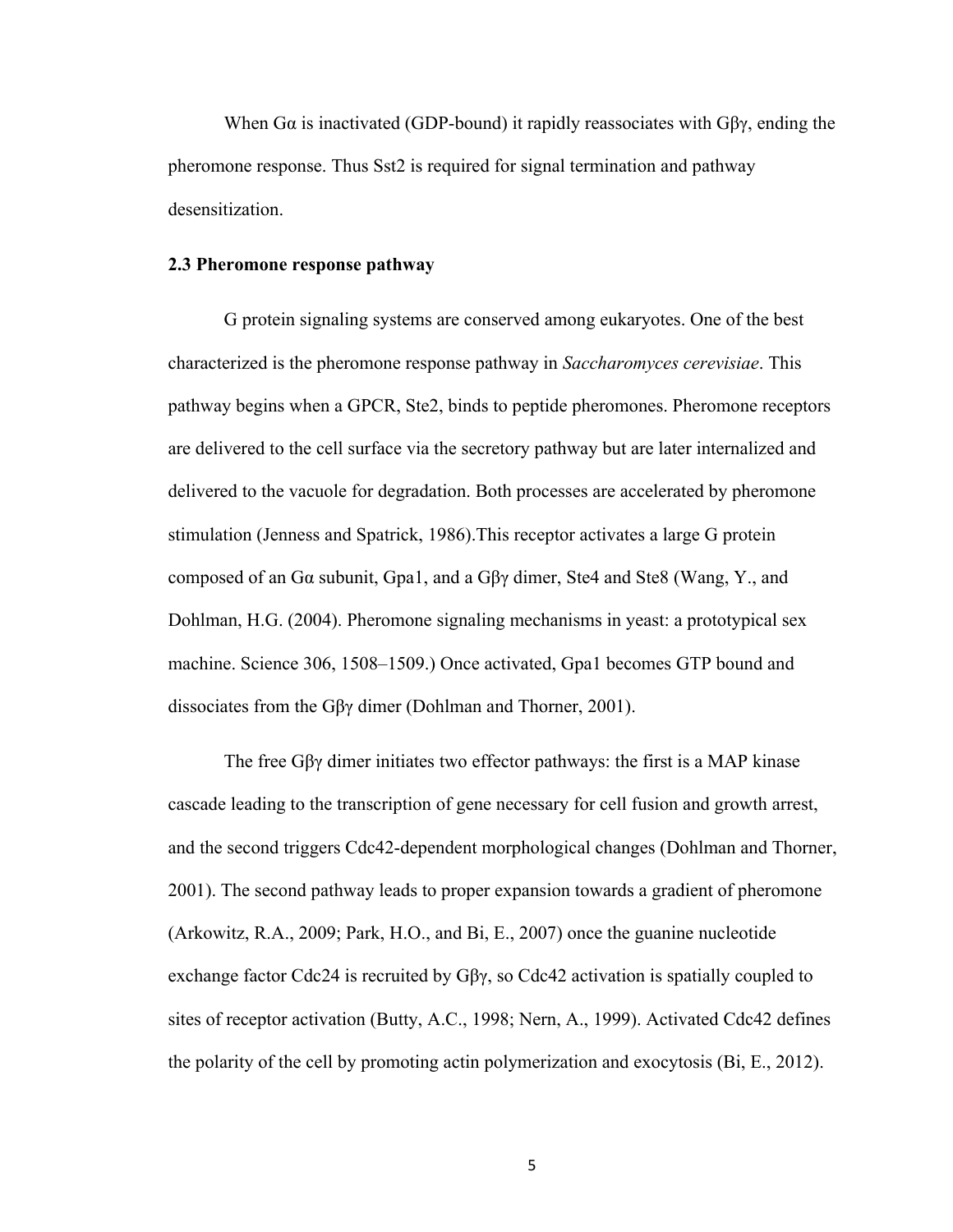When Gα is inactivated (GDP-bound) it rapidly reassociates with Gβγ, ending the pheromone response. Thus Sst2 is required for signal termination and pathway desensitization.

### 2.3 Pheromone response pathway

G protein signaling systems are conserved among eukaryotes. One of the best characterized is the pheromone response pathway in *Saccharomyces cerevisiae*. This pathway begins when a GPCR, Ste2, binds to peptide pheromones. Pheromone receptors are delivered to the cell surface via the secretory pathway but are later internalized and delivered to the vacuole for degradation. Both processes are accelerated by pheromone stimulation (Jenness and Spatrick, 1986).This receptor activates a large G protein composed of an Gα subunit, Gpa1, and a Gβγ dimer, Ste4 and Ste8 (Wang, Y., and Dohlman, H.G. (2004). Pheromone signaling mechanisms in yeast: a prototypical sex machine. Science 306, 1508–1509.) Once activated, Gpa1 becomes GTP bound and dissociates from the Gβγ dimer (Dohlman and Thorner, 2001).

The free Gβγ dimer initiates two effector pathways: the first is a MAP kinase cascade leading to the transcription of gene necessary for cell fusion and growth arrest, and the second triggers Cdc42-dependent morphological changes (Dohlman and Thorner, 2001). The second pathway leads to proper expansion towards a gradient of pheromone (Arkowitz, R.A., 2009; Park, H.O., and Bi, E., 2007) once the guanine nucleotide exchange factor Cdc24 is recruited by Gβγ, so Cdc42 activation is spatially coupled to sites of receptor activation (Butty, A.C., 1998; Nern, A., 1999). Activated Cdc42 defines the polarity of the cell by promoting actin polymerization and exocytosis (Bi, E., 2012).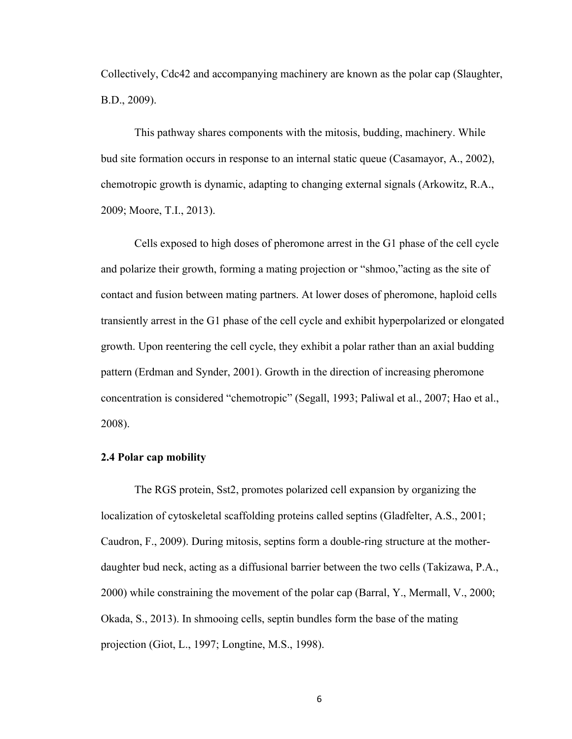Collectively, Cdc42 and accompanying machinery are known as the polar cap (Slaughter, B.D., 2009).

This pathway shares components with the mitosis, budding, machinery. While bud site formation occurs in response to an internal static queue (Casamayor, A., 2002), chemotropic growth is dynamic, adapting to changing external signals (Arkowitz, R.A., 2009; Moore, T.I., 2013).

Cells exposed to high doses of pheromone arrest in the G1 phase of the cell cycle and polarize their growth, forming a mating projection or "shmoo,"acting as the site of contact and fusion between mating partners. At lower doses of pheromone, haploid cells transiently arrest in the G1 phase of the cell cycle and exhibit hyperpolarized or elongated growth. Upon reentering the cell cycle, they exhibit a polar rather than an axial budding pattern (Erdman and Synder, 2001). Growth in the direction of increasing pheromone concentration is considered "chemotropic" (Segall, 1993; Paliwal et al., 2007; Hao et al., 2008).

### 2.4 Polar cap mobility

The RGS protein, Sst2, promotes polarized cell expansion by organizing the localization of cytoskeletal scaffolding proteins called septins (Gladfelter, A.S., 2001; Caudron, F., 2009). During mitosis, septins form a double-ring structure at the mother-daughter bud neck, acting as a diffusional barrier between the two cells (Takizawa, P.A., 2000) while constraining the movement of the polar cap (Barral, Y., Mermall, V., 2000; Okada, S., 2013). In shmooing cells, septin bundles form the base of the mating projection (Giot, L., 1997; Longtine, M.S., 1998).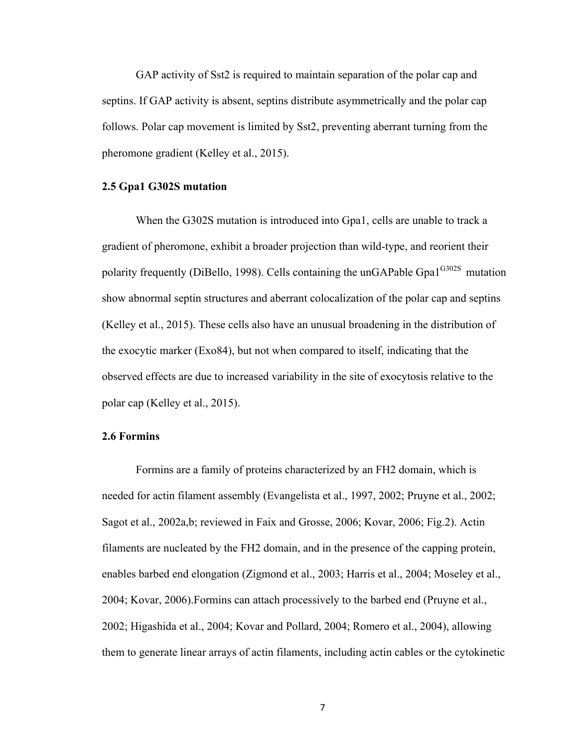GAP activity of Sst2 is required to maintain separation of the polar cap and septins. If GAP activity is absent, septins distribute asymmetrically and the polar cap follows. Polar cap movement is limited by Sst2, preventing aberrant turning from the pheromone gradient (Kelley et al., 2015).

### 2.5 Gpa1 G302S mutation

When the G302S mutation is introduced into Gpa1, cells are unable to track a gradient of pheromone, exhibit a broader projection than wild-type, and reorient their polarity frequently (DiBello, 1998). Cells containing the unGAPable Gpa1$^{G302S}$ mutation show abnormal septin structures and aberrant colocalization of the polar cap and septins (Kelley et al., 2015). These cells also have an unusual broadening in the distribution of the exocytic marker (Exo84), but not when compared to itself, indicating that the observed effects are due to increased variability in the site of exocytosis relative to the polar cap (Kelley et al., 2015).

### 2.6 Formins

Formins are a family of proteins characterized by an FH2 domain, which is needed for actin filament assembly (Evangelista et al., 1997, 2002; Pruyne et al., 2002; Sagot et al., 2002a,b; reviewed in Faix and Grosse, 2006; Kovar, 2006; Fig.2). Actin filaments are nucleated by the FH2 domain, and in the presence of the capping protein, enables barbed end elongation (Zigmond et al., 2003; Harris et al., 2004; Moseley et al., 2004; Kovar, 2006).Formins can attach processively to the barbed end (Pruyne et al., 2002; Higashida et al., 2004; Kovar and Pollard, 2004; Romero et al., 2004), allowing them to generate linear arrays of actin filaments, including actin cables or the cytokinetic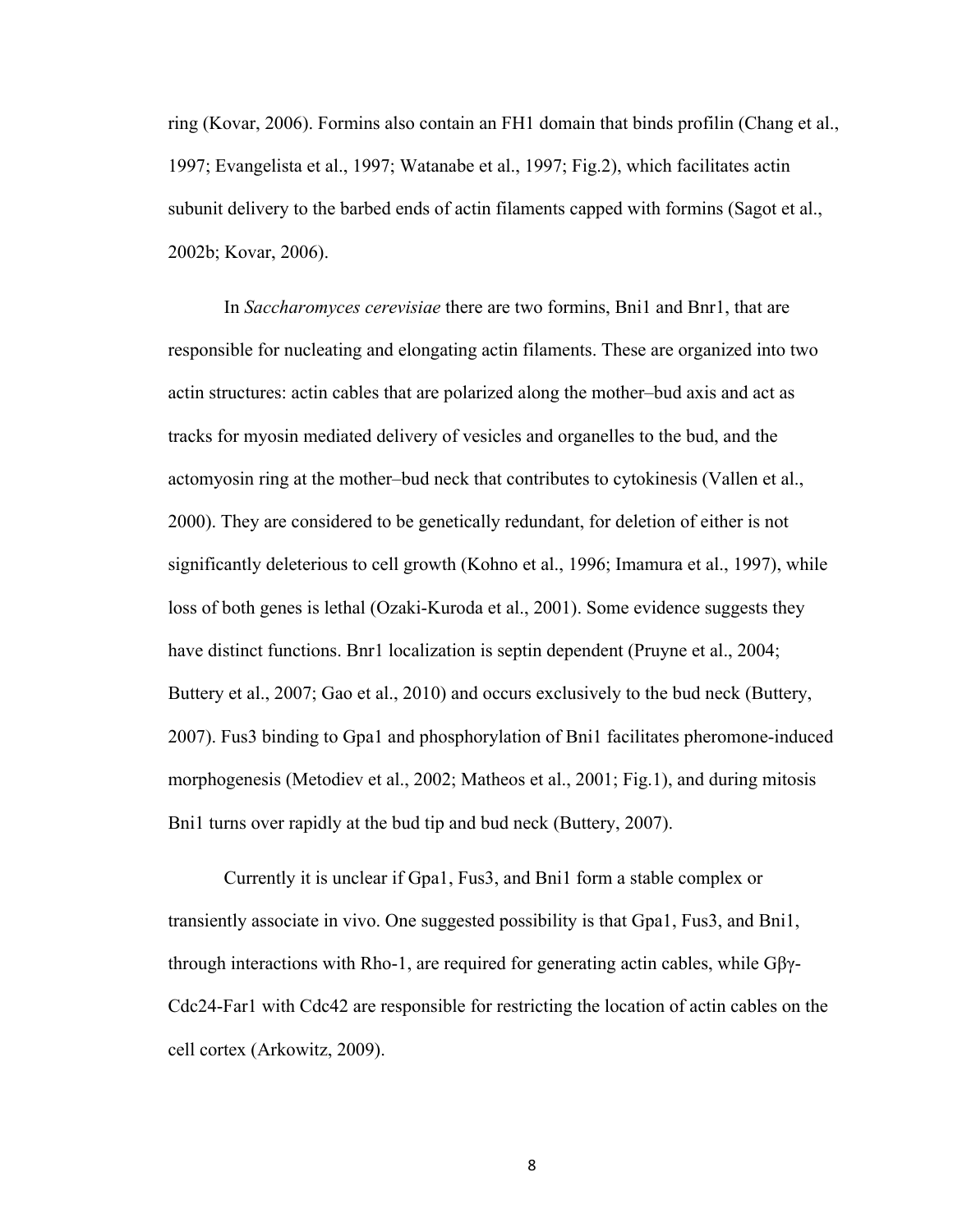ring (Kovar, 2006). Formins also contain an FH1 domain that binds profilin (Chang et al., 1997; Evangelista et al., 1997; Watanabe et al., 1997; Fig.2), which facilitates actin subunit delivery to the barbed ends of actin filaments capped with formins (Sagot et al., 2002b; Kovar, 2006).

In *Saccharomyces cerevisiae* there are two formins, Bni1 and Bnr1, that are responsible for nucleating and elongating actin filaments. These are organized into two actin structures: actin cables that are polarized along the mother–bud axis and act as tracks for myosin mediated delivery of vesicles and organelles to the bud, and the actomyosin ring at the mother–bud neck that contributes to cytokinesis (Vallen et al., 2000). They are considered to be genetically redundant, for deletion of either is not significantly deleterious to cell growth (Kohno et al., 1996; Imamura et al., 1997), while loss of both genes is lethal (Ozaki-Kuroda et al., 2001). Some evidence suggests they have distinct functions. Bnr1 localization is septin dependent (Pruyne et al., 2004; Buttery et al., 2007; Gao et al., 2010) and occurs exclusively to the bud neck (Buttery, 2007). Fus3 binding to Gpa1 and phosphorylation of Bni1 facilitates pheromone-induced morphogenesis (Metodiev et al., 2002; Matheos et al., 2001; Fig.1), and during mitosis Bni1 turns over rapidly at the bud tip and bud neck (Buttery, 2007).

Currently it is unclear if Gpa1, Fus3, and Bni1 form a stable complex or transiently associate in vivo. One suggested possibility is that Gpa1, Fus3, and Bni1, through interactions with Rho-1, are required for generating actin cables, while Gβγ-Cdc24-Far1 with Cdc42 are responsible for restricting the location of actin cables on the cell cortex (Arkowitz, 2009).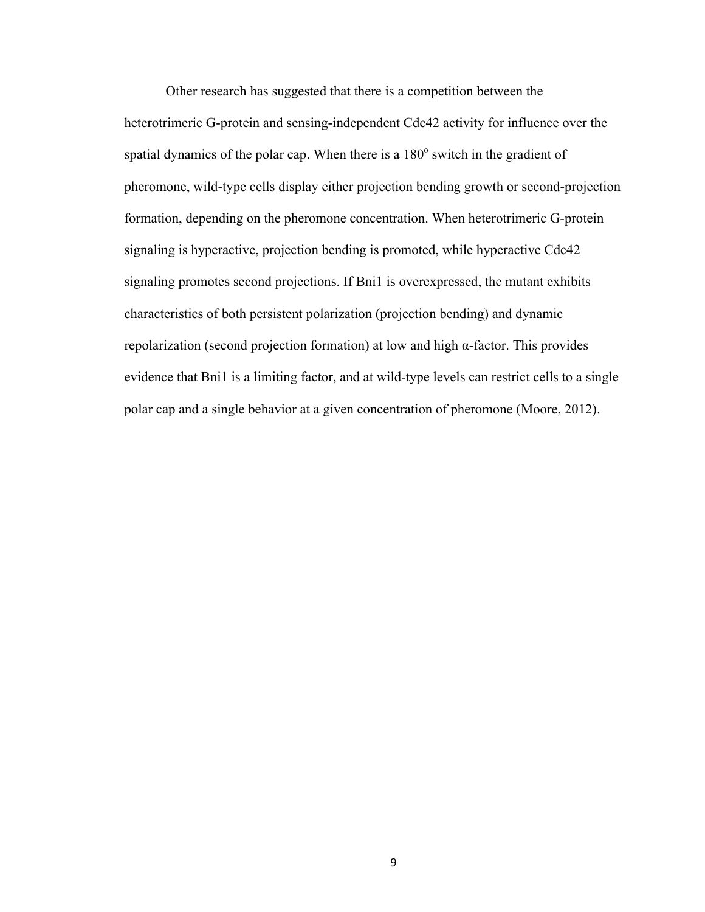Other research has suggested that there is a competition between the heterotrimeric G-protein and sensing-independent Cdc42 activity for influence over the spatial dynamics of the polar cap. When there is a $180^{o}$ switch in the gradient of pheromone, wild-type cells display either projection bending growth or second-projection formation, depending on the pheromone concentration. When heterotrimeric G-protein signaling is hyperactive, projection bending is promoted, while hyperactive Cdc42 signaling promotes second projections. If Bni1 is overexpressed, the mutant exhibits characteristics of both persistent polarization (projection bending) and dynamic repolarization (second projection formation) at low and high α-factor. This provides evidence that Bni1 is a limiting factor, and at wild-type levels can restrict cells to a single polar cap and a single behavior at a given concentration of pheromone (Moore, 2012).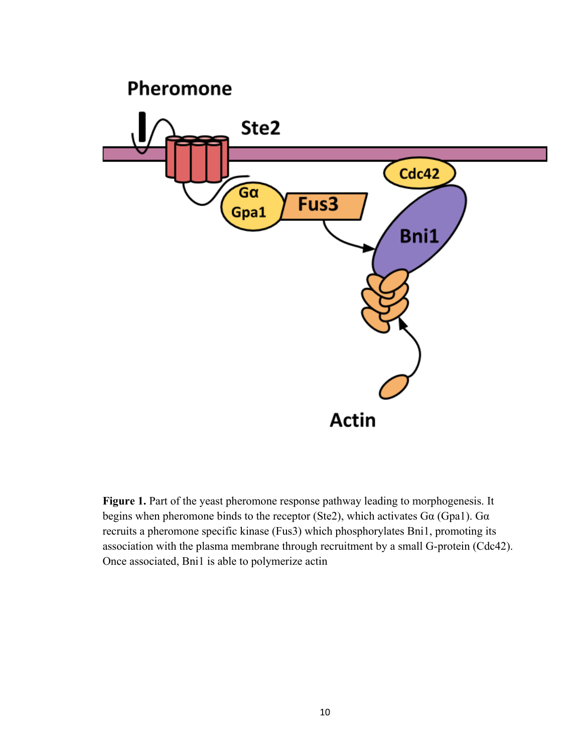**Figure 1.** Part of the yeast pheromone response pathway leading to morphogenesis. It begins when pheromone binds to the receptor (Ste2), which activates Gα (Gpa1). Gα recruits a pheromone specific kinase (Fus3) which phosphorylates Bni1, promoting its association with the plasma membrane through recruitment by a small G-protein (Cdc42). Once associated, Bni1 is able to polymerize actin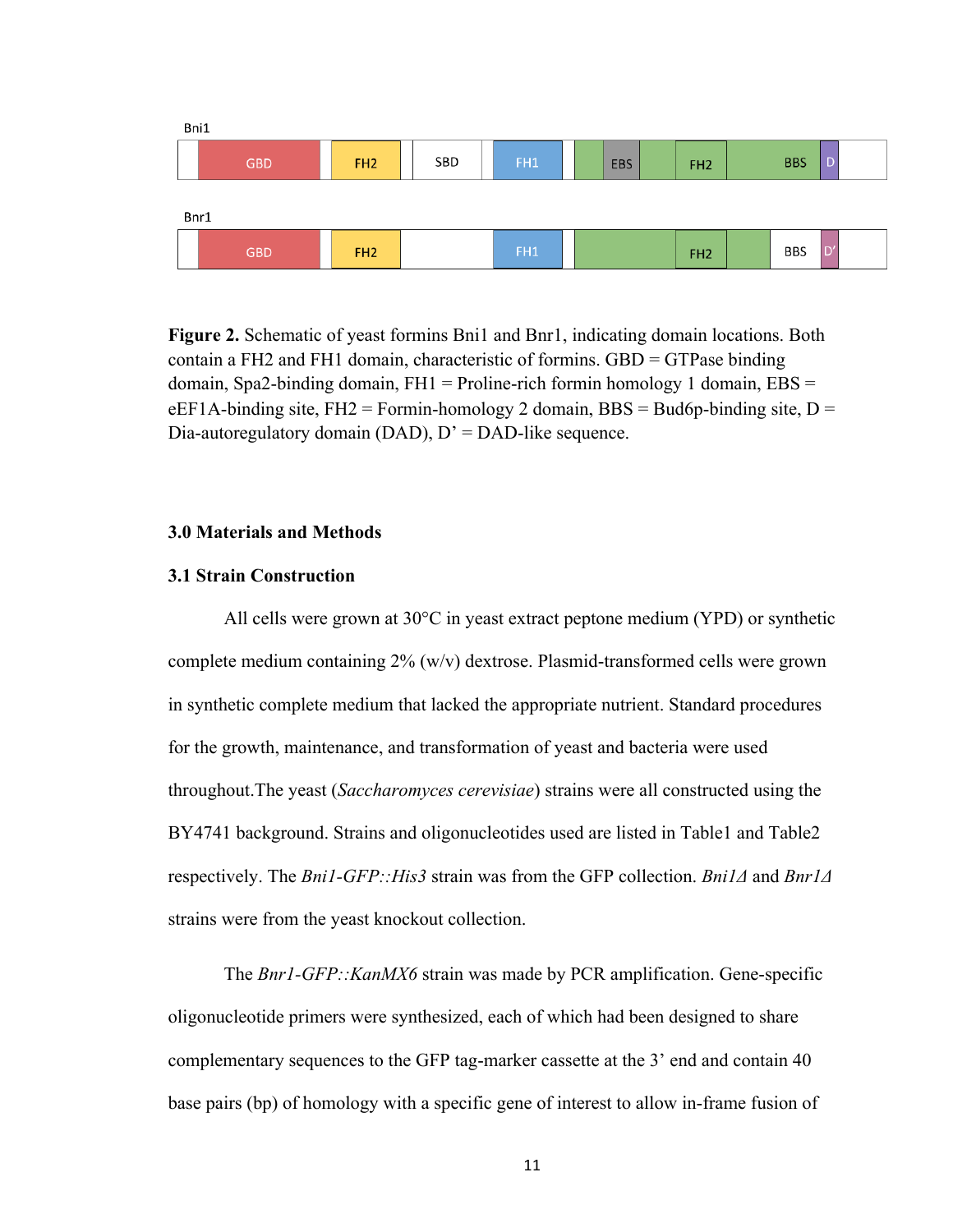Bni1

GBD | FH2 | SBD | FH1 | EBS | FH2 | BBS | D

Bnr1

GBD | FH2 | FH1 | FH2 | BBS | D'

**Figure 2.** Schematic of yeast formins Bni1 and Bnr1, indicating domain locations. Both contain a FH2 and FH1 domain, characteristic of formins. GBD = GTPase binding domain, Spa2-binding domain, FH1 = Proline-rich formin homology 1 domain, EBS = eEF1A-binding site, FH2 = Formin-homology 2 domain, BBS = Bud6p-binding site, D = Dia-autoregulatory domain (DAD), D' = DAD-like sequence.

## 3.0 Materials and Methods

### 3.1 Strain Construction

All cells were grown at 30°C in yeast extract peptone medium (YPD) or synthetic complete medium containing 2% (w/v) dextrose. Plasmid-transformed cells were grown in synthetic complete medium that lacked the appropriate nutrient. Standard procedures for the growth, maintenance, and transformation of yeast and bacteria were used throughout.The yeast (*Saccharomyces cerevisiae*) strains were all constructed using the BY4741 background. Strains and oligonucleotides used are listed in Table1 and Table2 respectively. The *Bni1-GFP::His3* strain was from the GFP collection. *Bni1Δ* and *Bnr1Δ* strains were from the yeast knockout collection.

The *Bnr1-GFP::KanMX6* strain was made by PCR amplification. Gene-specific oligonucleotide primers were synthesized, each of which had been designed to share complementary sequences to the GFP tag-marker cassette at the 3' end and contain 40 base pairs (bp) of homology with a specific gene of interest to allow in-frame fusion of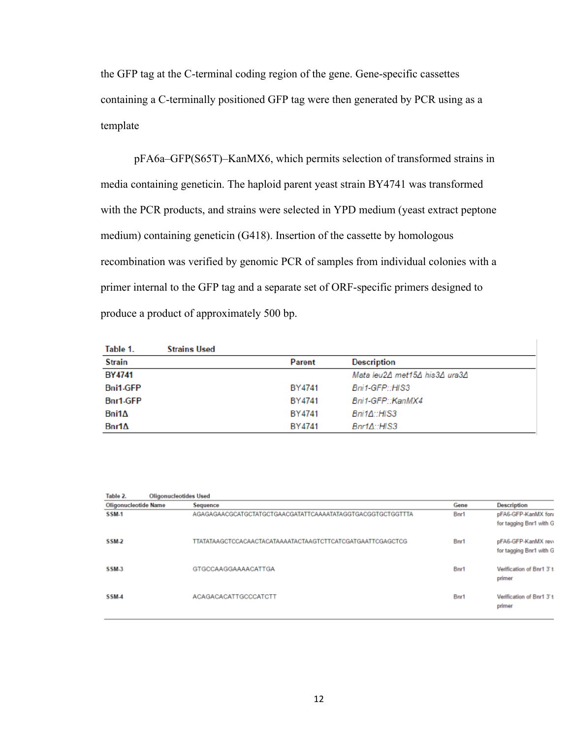the GFP tag at the C-terminal coding region of the gene. Gene-specific cassettes containing a C-terminally positioned GFP tag were then generated by PCR using as a template

pFA6a–GFP(S65T)–KanMX6, which permits selection of transformed strains in media containing geneticin. The haploid parent yeast strain BY4741 was transformed with the PCR products, and strains were selected in YPD medium (yeast extract peptone medium) containing geneticin (G418). Insertion of the cassette by homologous recombination was verified by genomic PCR of samples from individual colonies with a primer internal to the GFP tag and a separate set of ORF-specific primers designed to produce a product of approximately 500 bp.

**Table 1. Strains Used**

| Strain | Parent | Description |
|---|---|---|
| BY4741 | | *Mata leu2Δ met15Δ his3Δ ura3Δ* |
| Bni1-GFP | BY4741 | *Bni1-GFP::HIS3* |
| Bnr1-GFP | BY4741 | *Bni1-GFP::KanMX4* |
| Bni1Δ | BY4741 | *Bni1Δ::HIS3* |
| Bnr1Δ | BY4741 | *Bnr1Δ::HIS3* |

**Table 2. Oligonucleotides Used**

| Oligonucleotide Name | Sequence | Gene | Description |
|---|---|---|---|
| SSM-1 | AGAGAGAACGCATGCTATGCTGAACGATATTCAAAATATAGGTGACGGTGCTGGTTTA | Bnr1 | pFA6-GFP-KanMX forw for tagging Bnr1 with G |
| SSM-2 | TTATATAAGCTCCACAACTACATAAAATACTAAGTCTTCATCGATGAATTCGAGCTCG | Bnr1 | pFA6-GFP-KanMX reve for tagging Bnr1 with G |
| SSM-3 | GTGCCAAGGAAAACATTGA | Bnr1 | Verification of Bnr1 3' t primer |
| SSM-4 | ACAGACACATTGCCCATCTT | Bnr1 | Verification of Bnr1 3' t primer |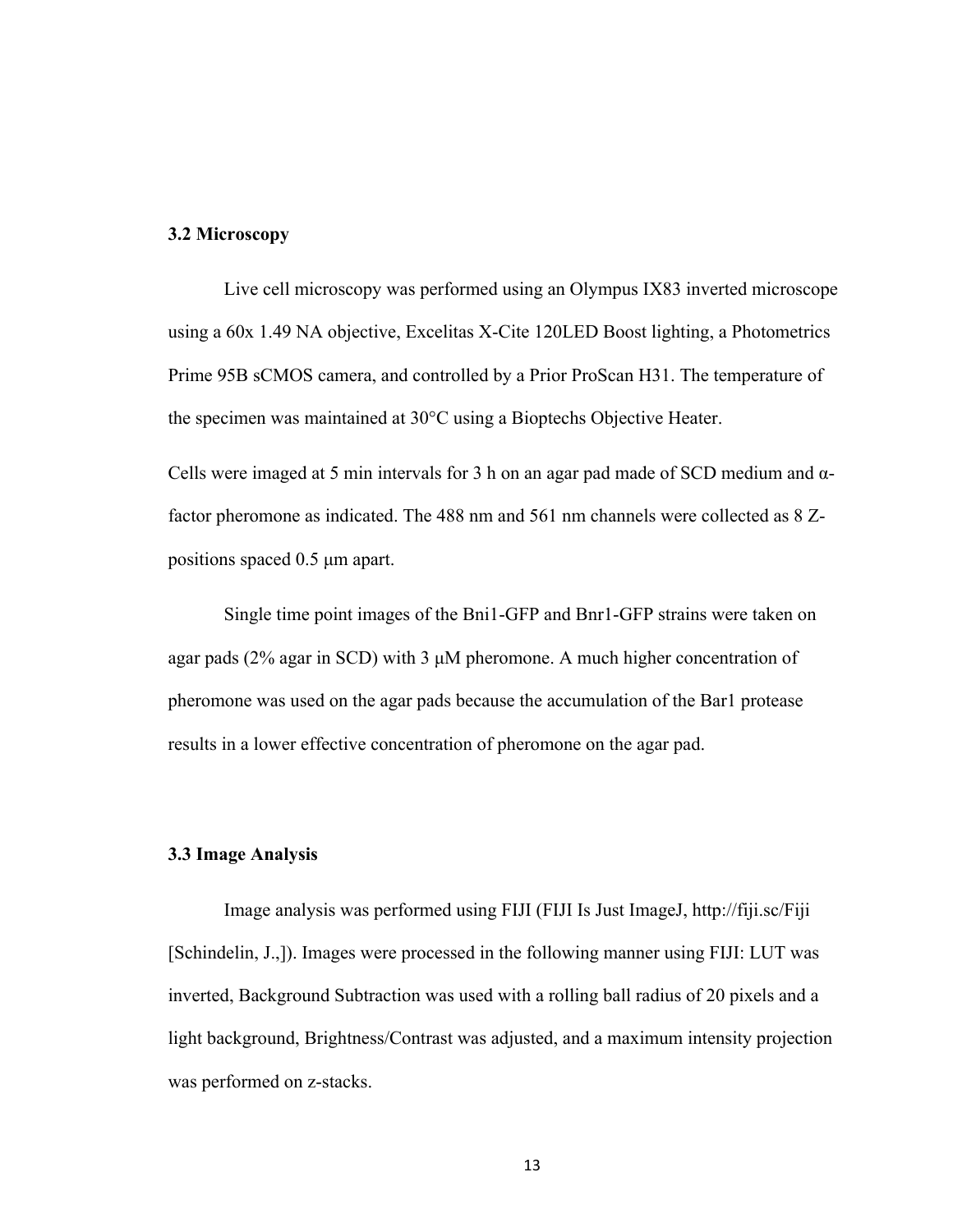### 3.2 Microscopy

Live cell microscopy was performed using an Olympus IX83 inverted microscope using a 60x 1.49 NA objective, Excelitas X-Cite 120LED Boost lighting, a Photometrics Prime 95B sCMOS camera, and controlled by a Prior ProScan H31. The temperature of the specimen was maintained at 30°C using a Bioptechs Objective Heater.

Cells were imaged at 5 min intervals for 3 h on an agar pad made of SCD medium and α-factor pheromone as indicated. The 488 nm and 561 nm channels were collected as 8 Z-positions spaced 0.5 μm apart.

Single time point images of the Bni1-GFP and Bnr1-GFP strains were taken on agar pads (2% agar in SCD) with 3 μM pheromone. A much higher concentration of pheromone was used on the agar pads because the accumulation of the Bar1 protease results in a lower effective concentration of pheromone on the agar pad.

### 3.3 Image Analysis

Image analysis was performed using FIJI (FIJI Is Just ImageJ, http://fiji.sc/Fiji [Schindelin, J.,]). Images were processed in the following manner using FIJI: LUT was inverted, Background Subtraction was used with a rolling ball radius of 20 pixels and a light background, Brightness/Contrast was adjusted, and a maximum intensity projection was performed on z-stacks.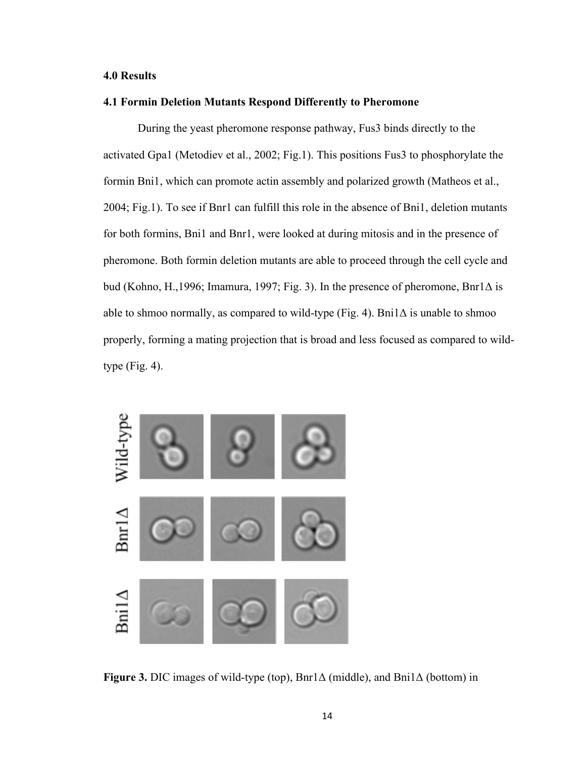## 4.0 Results

### 4.1 Formin Deletion Mutants Respond Differently to Pheromone

During the yeast pheromone response pathway, Fus3 binds directly to the activated Gpa1 (Metodiev et al., 2002; Fig.1). This positions Fus3 to phosphorylate the formin Bni1, which can promote actin assembly and polarized growth (Matheos et al., 2004; Fig.1). To see if Bnr1 can fulfill this role in the absence of Bni1, deletion mutants for both formins, Bni1 and Bnr1, were looked at during mitosis and in the presence of pheromone. Both formin deletion mutants are able to proceed through the cell cycle and bud (Kohno, H.,1996; Imamura, 1997; Fig. 3). In the presence of pheromone, Bnr1Δ is able to shmoo normally, as compared to wild-type (Fig. 4). Bni1Δ is unable to shmoo properly, forming a mating projection that is broad and less focused as compared to wild-type (Fig. 4).

**Figure 3.** DIC images of wild-type (top), Bnr1Δ (middle), and Bni1Δ (bottom) in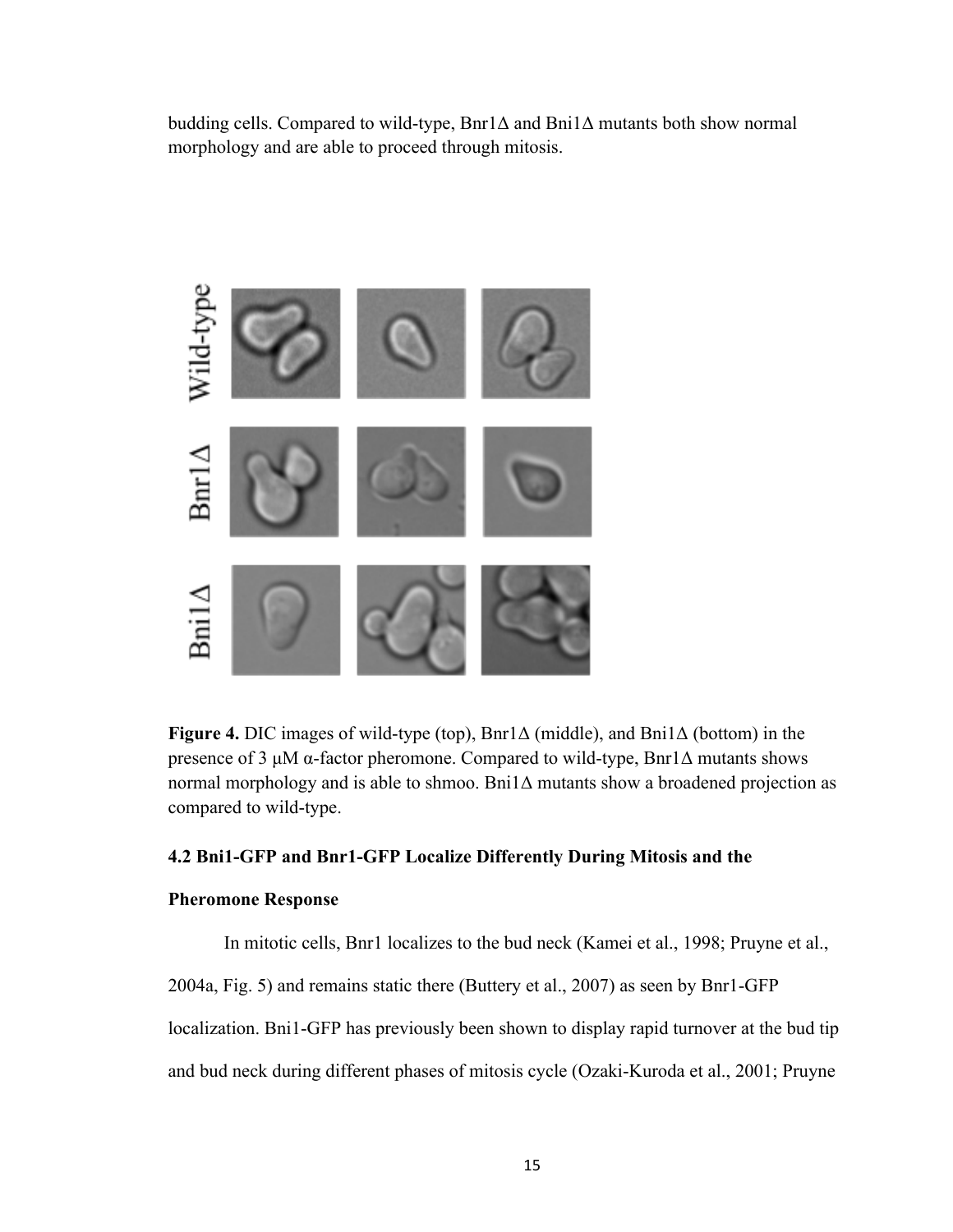budding cells. Compared to wild-type, Bnr1Δ and Bni1Δ mutants both show normal morphology and are able to proceed through mitosis.

**Figure 4.** DIC images of wild-type (top), Bnr1Δ (middle), and Bni1Δ (bottom) in the presence of 3 μM α-factor pheromone. Compared to wild-type, Bnr1Δ mutants shows normal morphology and is able to shmoo. Bni1Δ mutants show a broadened projection as compared to wild-type.

### 4.2 Bni1-GFP and Bnr1-GFP Localize Differently During Mitosis and the Pheromone Response

In mitotic cells, Bnr1 localizes to the bud neck (Kamei et al., 1998; Pruyne et al., 2004a, Fig. 5) and remains static there (Buttery et al., 2007) as seen by Bnr1-GFP localization. Bni1-GFP has previously been shown to display rapid turnover at the bud tip and bud neck during different phases of mitosis cycle (Ozaki-Kuroda et al., 2001; Pruyne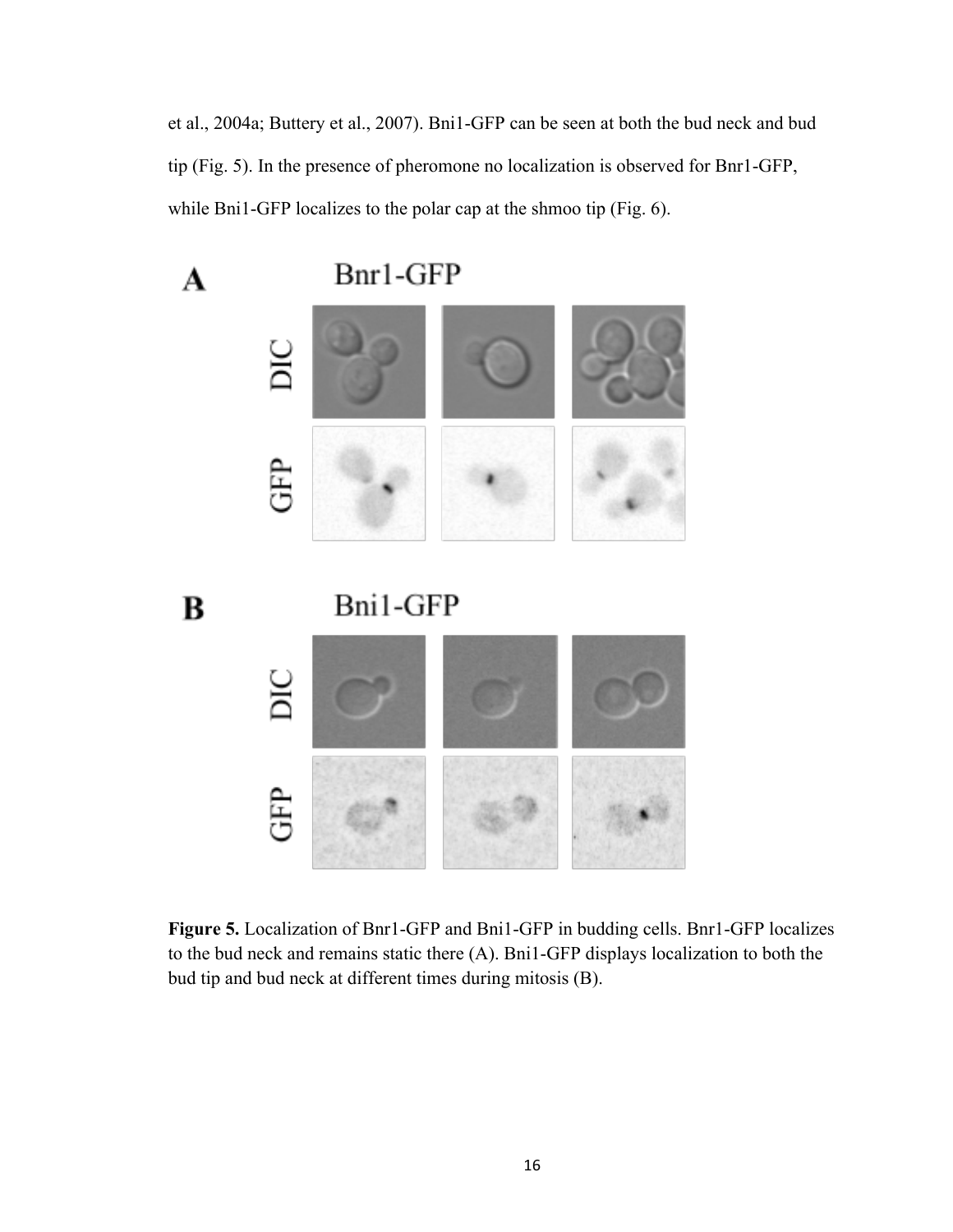et al., 2004a; Buttery et al., 2007). Bni1-GFP can be seen at both the bud neck and bud tip (Fig. 5). In the presence of pheromone no localization is observed for Bnr1-GFP, while Bni1-GFP localizes to the polar cap at the shmoo tip (Fig. 6).

**Figure 5.** Localization of Bnr1-GFP and Bni1-GFP in budding cells. Bnr1-GFP localizes to the bud neck and remains static there (A). Bni1-GFP displays localization to both the bud tip and bud neck at different times during mitosis (B).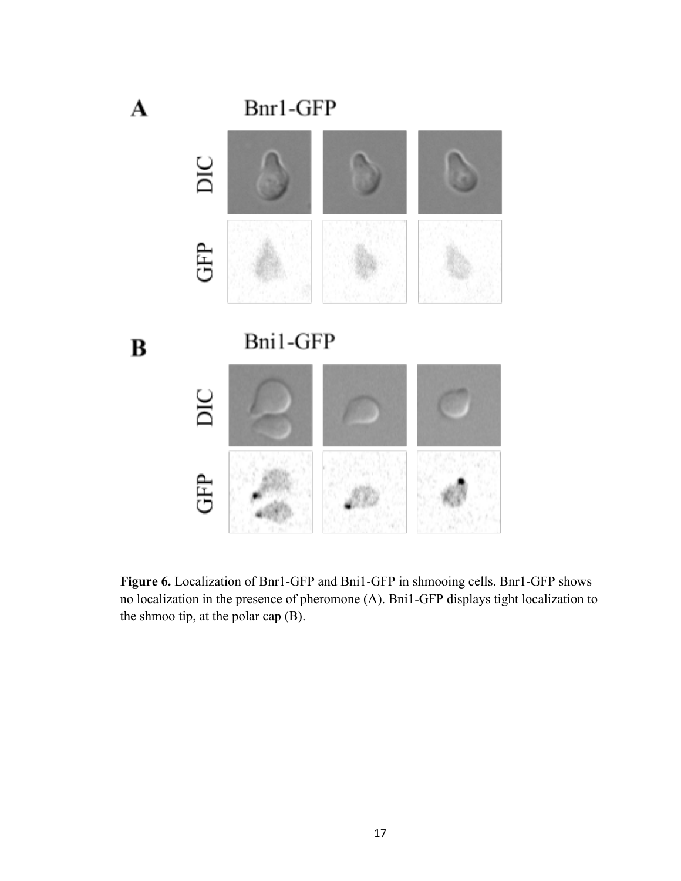**Figure 6.** Localization of Bnr1-GFP and Bni1-GFP in shmooing cells. Bnr1-GFP shows no localization in the presence of pheromone (A). Bni1-GFP displays tight localization to the shmoo tip, at the polar cap (B).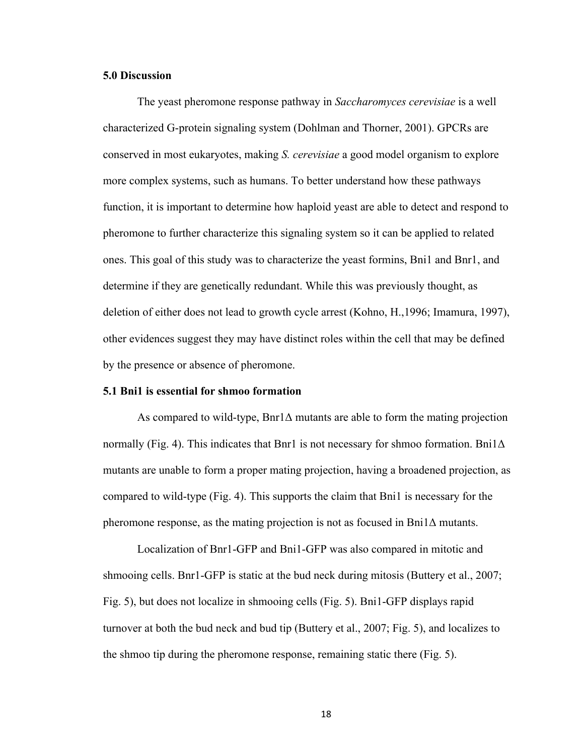**5.0 Discussion**

The yeast pheromone response pathway in *Saccharomyces cerevisiae* is a well characterized G-protein signaling system (Dohlman and Thorner, 2001). GPCRs are conserved in most eukaryotes, making *S. cerevisiae* a good model organism to explore more complex systems, such as humans. To better understand how these pathways function, it is important to determine how haploid yeast are able to detect and respond to pheromone to further characterize this signaling system so it can be applied to related ones. This goal of this study was to characterize the yeast formins, Bni1 and Bnr1, and determine if they are genetically redundant. While this was previously thought, as deletion of either does not lead to growth cycle arrest (Kohno, H.,1996; Imamura, 1997), other evidences suggest they may have distinct roles within the cell that may be defined by the presence or absence of pheromone.

**5.1 Bni1 is essential for shmoo formation**

As compared to wild-type, Bnr1Δ mutants are able to form the mating projection normally (Fig. 4). This indicates that Bnr1 is not necessary for shmoo formation. Bni1Δ mutants are unable to form a proper mating projection, having a broadened projection, as compared to wild-type (Fig. 4). This supports the claim that Bni1 is necessary for the pheromone response, as the mating projection is not as focused in Bni1Δ mutants.

Localization of Bnr1-GFP and Bni1-GFP was also compared in mitotic and shmooing cells. Bnr1-GFP is static at the bud neck during mitosis (Buttery et al., 2007; Fig. 5), but does not localize in shmooing cells (Fig. 5). Bni1-GFP displays rapid turnover at both the bud neck and bud tip (Buttery et al., 2007; Fig. 5), and localizes to the shmoo tip during the pheromone response, remaining static there (Fig. 5).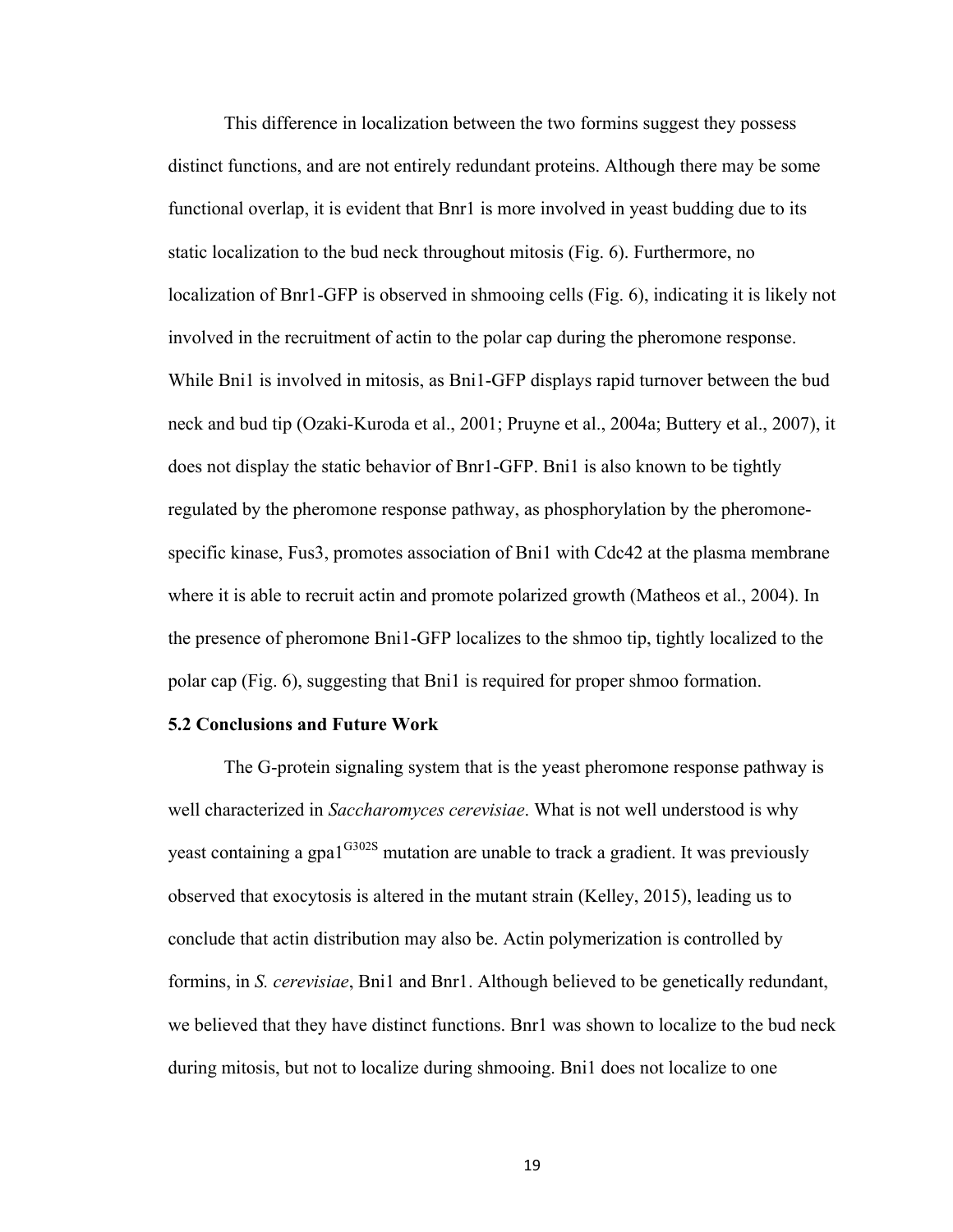This difference in localization between the two formins suggest they possess distinct functions, and are not entirely redundant proteins. Although there may be some functional overlap, it is evident that Bnr1 is more involved in yeast budding due to its static localization to the bud neck throughout mitosis (Fig. 6). Furthermore, no localization of Bnr1-GFP is observed in shmooing cells (Fig. 6), indicating it is likely not involved in the recruitment of actin to the polar cap during the pheromone response. While Bni1 is involved in mitosis, as Bni1-GFP displays rapid turnover between the bud neck and bud tip (Ozaki-Kuroda et al., 2001; Pruyne et al., 2004a; Buttery et al., 2007), it does not display the static behavior of Bnr1-GFP. Bni1 is also known to be tightly regulated by the pheromone response pathway, as phosphorylation by the pheromone-specific kinase, Fus3, promotes association of Bni1 with Cdc42 at the plasma membrane where it is able to recruit actin and promote polarized growth (Matheos et al., 2004). In the presence of pheromone Bni1-GFP localizes to the shmoo tip, tightly localized to the polar cap (Fig. 6), suggesting that Bni1 is required for proper shmoo formation.

### 5.2 Conclusions and Future Work

The G-protein signaling system that is the yeast pheromone response pathway is well characterized in *Saccharomyces cerevisiae*. What is not well understood is why yeast containing a gpa1$^{G302S}$ mutation are unable to track a gradient. It was previously observed that exocytosis is altered in the mutant strain (Kelley, 2015), leading us to conclude that actin distribution may also be. Actin polymerization is controlled by formins, in *S. cerevisiae*, Bni1 and Bnr1. Although believed to be genetically redundant, we believed that they have distinct functions. Bnr1 was shown to localize to the bud neck during mitosis, but not to localize during shmooing. Bni1 does not localize to one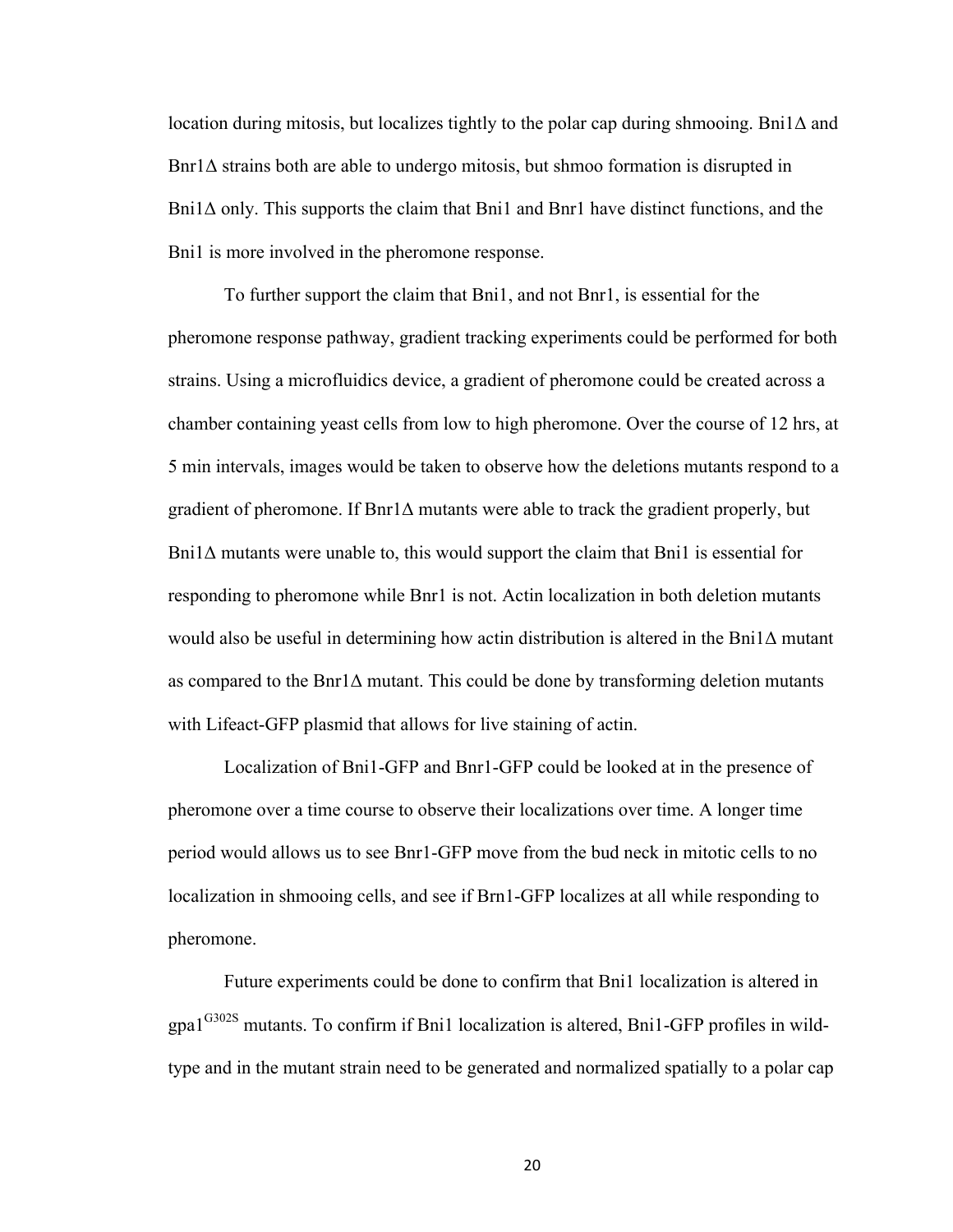location during mitosis, but localizes tightly to the polar cap during shmooing. Bni1Δ and Bnr1Δ strains both are able to undergo mitosis, but shmoo formation is disrupted in Bni1Δ only. This supports the claim that Bni1 and Bnr1 have distinct functions, and the Bni1 is more involved in the pheromone response.

To further support the claim that Bni1, and not Bnr1, is essential for the pheromone response pathway, gradient tracking experiments could be performed for both strains. Using a microfluidics device, a gradient of pheromone could be created across a chamber containing yeast cells from low to high pheromone. Over the course of 12 hrs, at 5 min intervals, images would be taken to observe how the deletions mutants respond to a gradient of pheromone. If Bnr1Δ mutants were able to track the gradient properly, but Bni1Δ mutants were unable to, this would support the claim that Bni1 is essential for responding to pheromone while Bnr1 is not. Actin localization in both deletion mutants would also be useful in determining how actin distribution is altered in the Bni1Δ mutant as compared to the Bnr1Δ mutant. This could be done by transforming deletion mutants with Lifeact-GFP plasmid that allows for live staining of actin.

Localization of Bni1-GFP and Bnr1-GFP could be looked at in the presence of pheromone over a time course to observe their localizations over time. A longer time period would allows us to see Bnr1-GFP move from the bud neck in mitotic cells to no localization in shmooing cells, and see if Brn1-GFP localizes at all while responding to pheromone.

Future experiments could be done to confirm that Bni1 localization is altered in gpa1$^{G302S}$ mutants. To confirm if Bni1 localization is altered, Bni1-GFP profiles in wild-type and in the mutant strain need to be generated and normalized spatially to a polar cap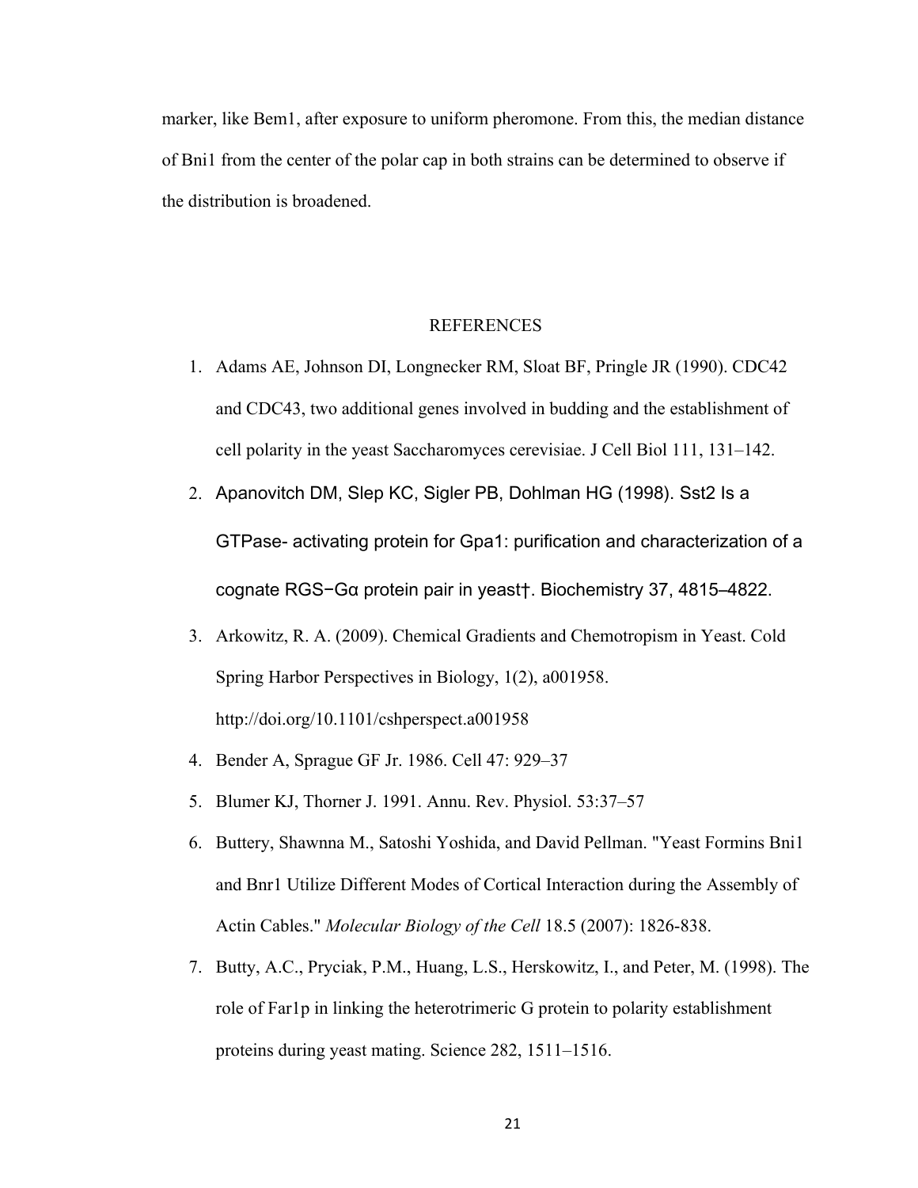marker, like Bem1, after exposure to uniform pheromone. From this, the median distance of Bni1 from the center of the polar cap in both strains can be determined to observe if the distribution is broadened.

## REFERENCES

1. Adams AE, Johnson DI, Longnecker RM, Sloat BF, Pringle JR (1990). CDC42 and CDC43, two additional genes involved in budding and the establishment of cell polarity in the yeast Saccharomyces cerevisiae. J Cell Biol 111, 131–142.
2. Apanovitch DM, Slep KC, Sigler PB, Dohlman HG (1998). Sst2 Is a GTPase- activating protein for Gpa1: purification and characterization of a cognate RGS−Gα protein pair in yeast†. Biochemistry 37, 4815–4822.
3. Arkowitz, R. A. (2009). Chemical Gradients and Chemotropism in Yeast. Cold Spring Harbor Perspectives in Biology, 1(2), a001958. http://doi.org/10.1101/cshperspect.a001958
4. Bender A, Sprague GF Jr. 1986. Cell 47: 929–37
5. Blumer KJ, Thorner J. 1991. Annu. Rev. Physiol. 53:37–57
6. Buttery, Shawnna M., Satoshi Yoshida, and David Pellman. "Yeast Formins Bni1 and Bnr1 Utilize Different Modes of Cortical Interaction during the Assembly of Actin Cables." *Molecular Biology of the Cell* 18.5 (2007): 1826-838.
7. Butty, A.C., Pryciak, P.M., Huang, L.S., Herskowitz, I., and Peter, M. (1998). The role of Far1p in linking the heterotrimeric G protein to polarity establishment proteins during yeast mating. Science 282, 1511–1516.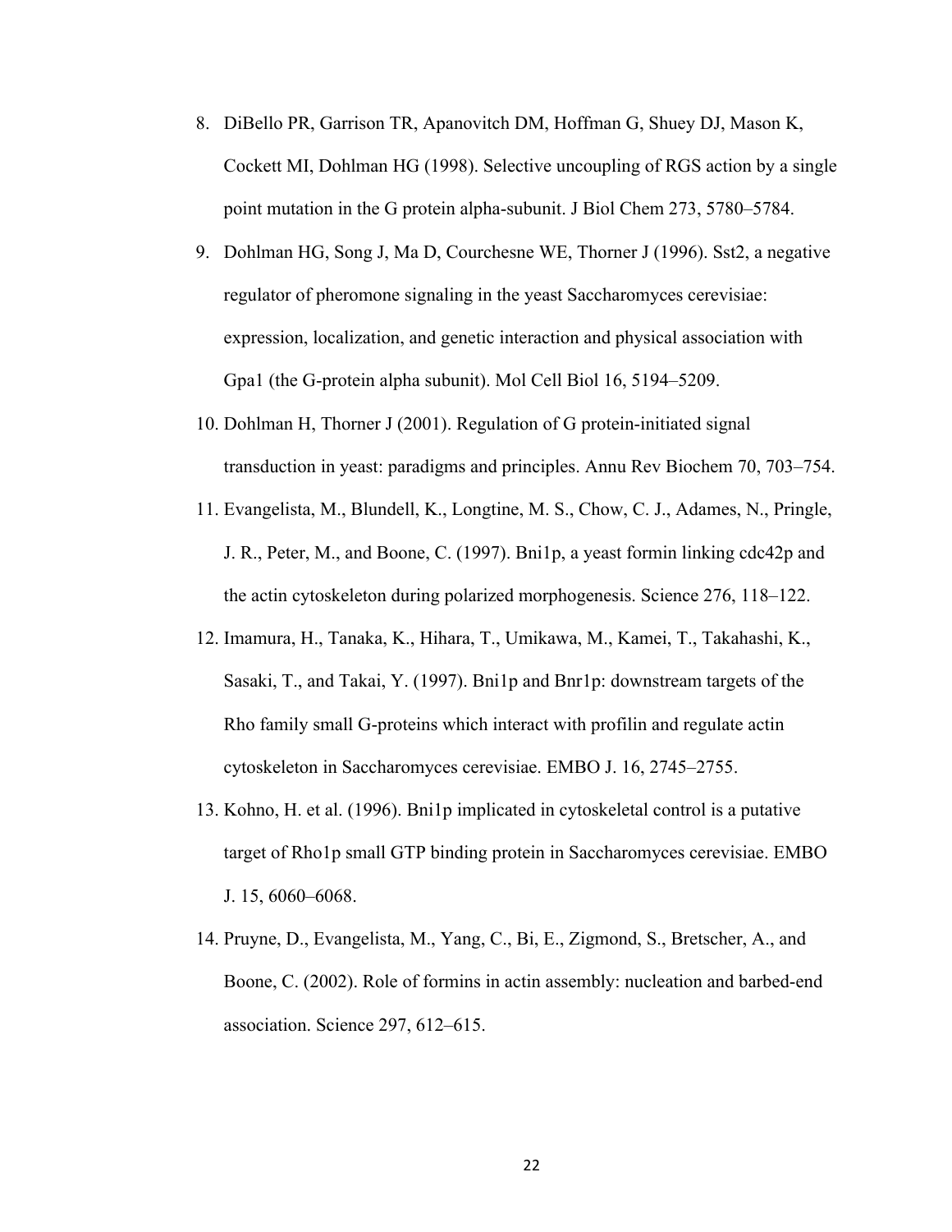8. DiBello PR, Garrison TR, Apanovitch DM, Hoffman G, Shuey DJ, Mason K, Cockett MI, Dohlman HG (1998). Selective uncoupling of RGS action by a single point mutation in the G protein alpha-subunit. J Biol Chem 273, 5780–5784.
9. Dohlman HG, Song J, Ma D, Courchesne WE, Thorner J (1996). Sst2, a negative regulator of pheromone signaling in the yeast Saccharomyces cerevisiae: expression, localization, and genetic interaction and physical association with Gpa1 (the G-protein alpha subunit). Mol Cell Biol 16, 5194–5209.
10. Dohlman H, Thorner J (2001). Regulation of G protein-initiated signal transduction in yeast: paradigms and principles. Annu Rev Biochem 70, 703–754.
11. Evangelista, M., Blundell, K., Longtine, M. S., Chow, C. J., Adames, N., Pringle, J. R., Peter, M., and Boone, C. (1997). Bni1p, a yeast formin linking cdc42p and the actin cytoskeleton during polarized morphogenesis. Science 276, 118–122.
12. Imamura, H., Tanaka, K., Hihara, T., Umikawa, M., Kamei, T., Takahashi, K., Sasaki, T., and Takai, Y. (1997). Bni1p and Bnr1p: downstream targets of the Rho family small G-proteins which interact with profilin and regulate actin cytoskeleton in Saccharomyces cerevisiae. EMBO J. 16, 2745–2755.
13. Kohno, H. et al. (1996). Bni1p implicated in cytoskeletal control is a putative target of Rho1p small GTP binding protein in Saccharomyces cerevisiae. EMBO J. 15, 6060–6068.
14. Pruyne, D., Evangelista, M., Yang, C., Bi, E., Zigmond, S., Bretscher, A., and Boone, C. (2002). Role of formins in actin assembly: nucleation and barbed-end association. Science 297, 612–615.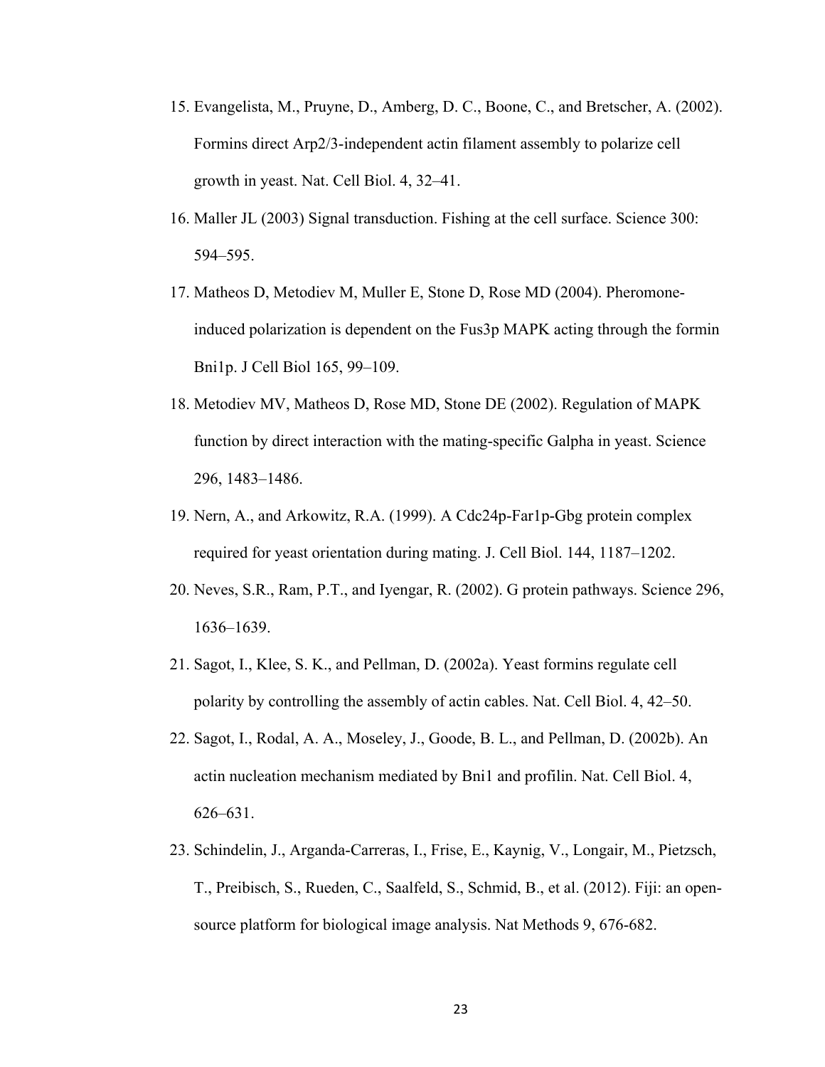15. Evangelista, M., Pruyne, D., Amberg, D. C., Boone, C., and Bretscher, A. (2002). Formins direct Arp2/3-independent actin filament assembly to polarize cell growth in yeast. Nat. Cell Biol. 4, 32–41.
16. Maller JL (2003) Signal transduction. Fishing at the cell surface. Science 300: 594–595.
17. Matheos D, Metodiev M, Muller E, Stone D, Rose MD (2004). Pheromone-induced polarization is dependent on the Fus3p MAPK acting through the formin Bni1p. J Cell Biol 165, 99–109.
18. Metodiev MV, Matheos D, Rose MD, Stone DE (2002). Regulation of MAPK function by direct interaction with the mating-specific Galpha in yeast. Science 296, 1483–1486.
19. Nern, A., and Arkowitz, R.A. (1999). A Cdc24p-Far1p-Gbg protein complex required for yeast orientation during mating. J. Cell Biol. 144, 1187–1202.
20. Neves, S.R., Ram, P.T., and Iyengar, R. (2002). G protein pathways. Science 296, 1636–1639.
21. Sagot, I., Klee, S. K., and Pellman, D. (2002a). Yeast formins regulate cell polarity by controlling the assembly of actin cables. Nat. Cell Biol. 4, 42–50.
22. Sagot, I., Rodal, A. A., Moseley, J., Goode, B. L., and Pellman, D. (2002b). An actin nucleation mechanism mediated by Bni1 and profilin. Nat. Cell Biol. 4, 626–631.
23. Schindelin, J., Arganda-Carreras, I., Frise, E., Kaynig, V., Longair, M., Pietzsch, T., Preibisch, S., Rueden, C., Saalfeld, S., Schmid, B., et al. (2012). Fiji: an open-source platform for biological image analysis. Nat Methods 9, 676-682.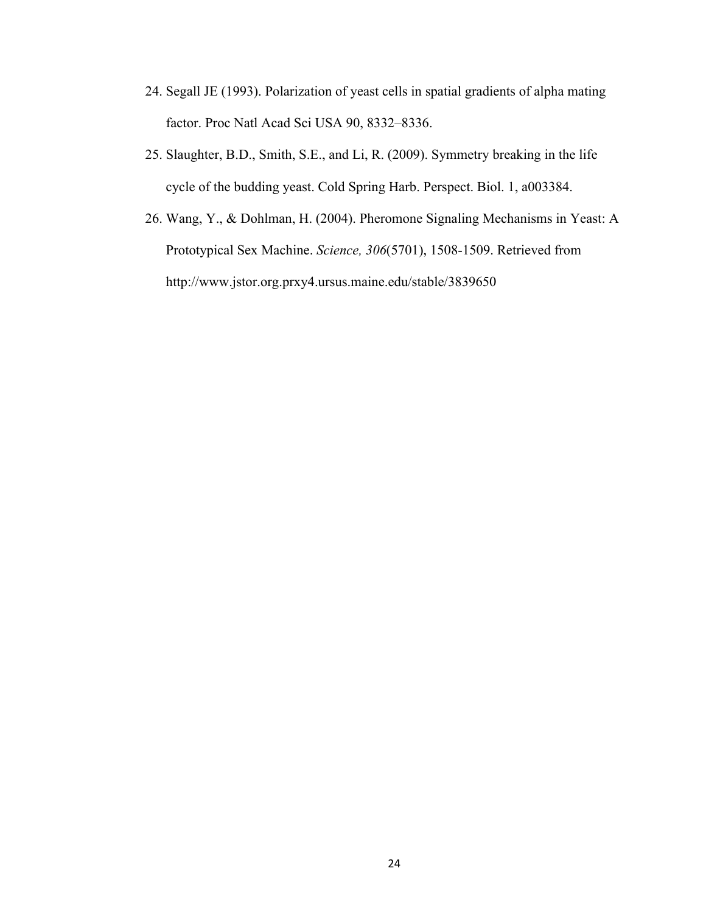24. Segall JE (1993). Polarization of yeast cells in spatial gradients of alpha mating factor. Proc Natl Acad Sci USA 90, 8332–8336.
25. Slaughter, B.D., Smith, S.E., and Li, R. (2009). Symmetry breaking in the life cycle of the budding yeast. Cold Spring Harb. Perspect. Biol. 1, a003384.
26. Wang, Y., & Dohlman, H. (2004). Pheromone Signaling Mechanisms in Yeast: A Prototypical Sex Machine. *Science, 306*(5701), 1508-1509. Retrieved from http://www.jstor.org.prxy4.ursus.maine.edu/stable/3839650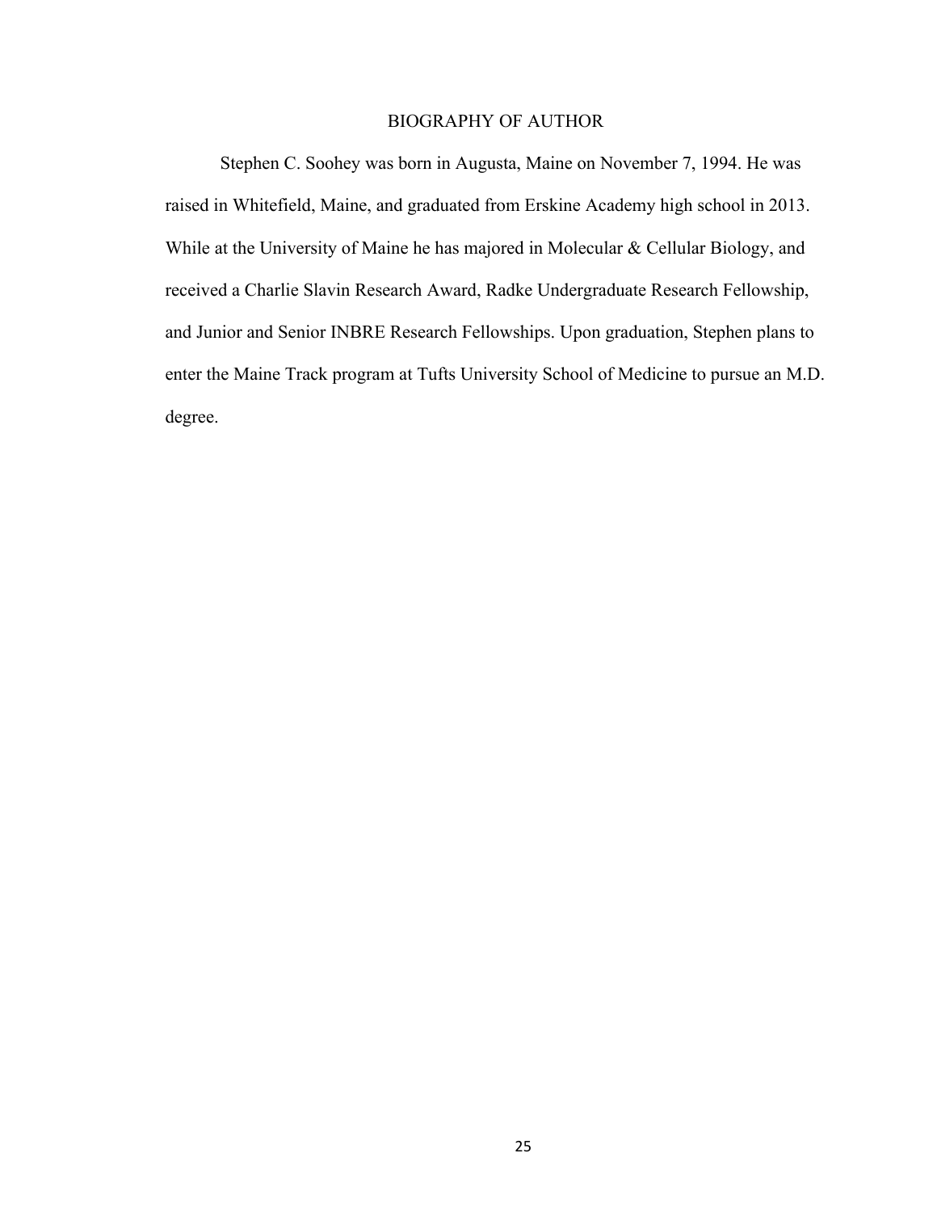# BIOGRAPHY OF AUTHOR

Stephen C. Soohey was born in Augusta, Maine on November 7, 1994. He was raised in Whitefield, Maine, and graduated from Erskine Academy high school in 2013. While at the University of Maine he has majored in Molecular & Cellular Biology, and received a Charlie Slavin Research Award, Radke Undergraduate Research Fellowship, and Junior and Senior INBRE Research Fellowships. Upon graduation, Stephen plans to enter the Maine Track program at Tufts University School of Medicine to pursue an M.D. degree.